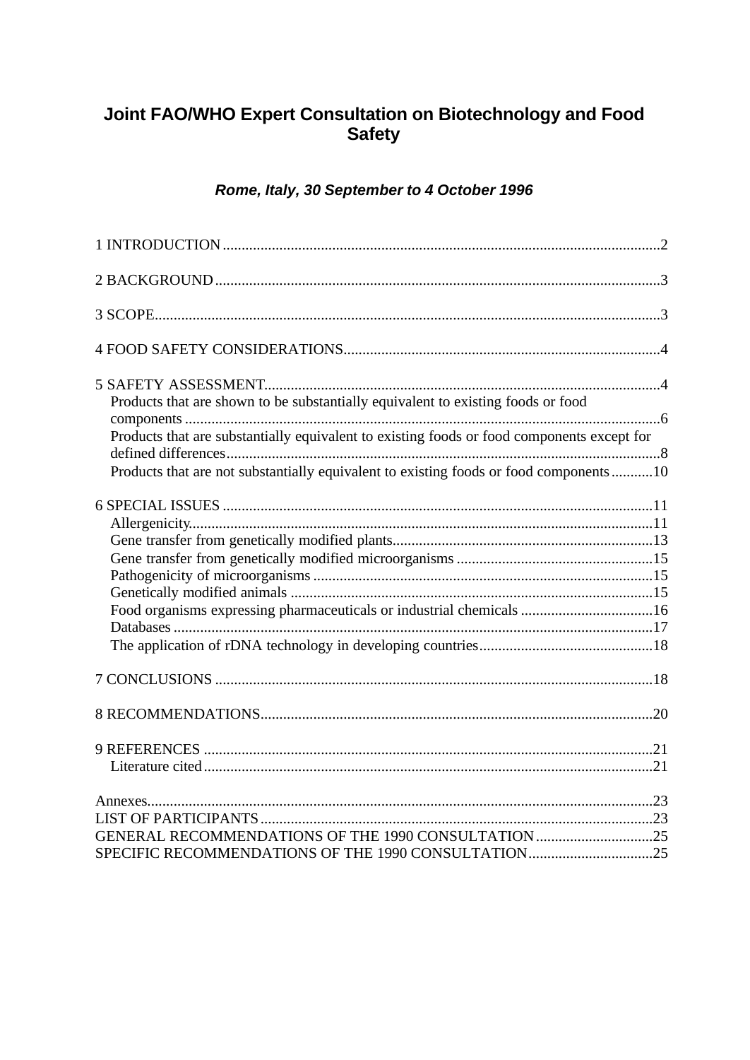# Joint FAO/WHO Expert Consultation on Biotechnology and Food Safety

***Rome, Italy, 30 September to 4 October 1996***

1 INTRODUCTION....................................................................................................................2

2 BACKGROUND....................................................................................................................3

3 SCOPE....................................................................................................................................3

4 FOOD SAFETY CONSIDERATIONS...................................................................................4

5 SAFETY ASSESSMENT........................................................................................................4
- Products that are shown to be substantially equivalent to existing foods or food components.............................................................................................................................6
- Products that are substantially equivalent to existing foods or food components except for defined differences..................................................................................................................8
- Products that are not substantially equivalent to existing foods or food components...........10

6 SPECIAL ISSUES.................................................................................................................11
- Allergenicity..........................................................................................................................11
- Gene transfer from genetically modified plants.....................................................................13
- Gene transfer from genetically modified microorganisms....................................................15
- Pathogenicity of microorganisms.........................................................................................15
- Genetically modified animals...............................................................................................15
- Food organisms expressing pharmaceuticals or industrial chemicals...................................16
- Databases..............................................................................................................................17
- The application of rDNA technology in developing countries..............................................18

7 CONCLUSIONS...................................................................................................................18

8 RECOMMENDATIONS.......................................................................................................20

9 REFERENCES......................................................................................................................21
- Literature cited......................................................................................................................21

Annexes....................................................................................................................................23
LIST OF PARTICIPANTS.......................................................................................................23
GENERAL RECOMMENDATIONS OF THE 1990 CONSULTATION...............................25
SPECIFIC RECOMMENDATIONS OF THE 1990 CONSULTATION.................................25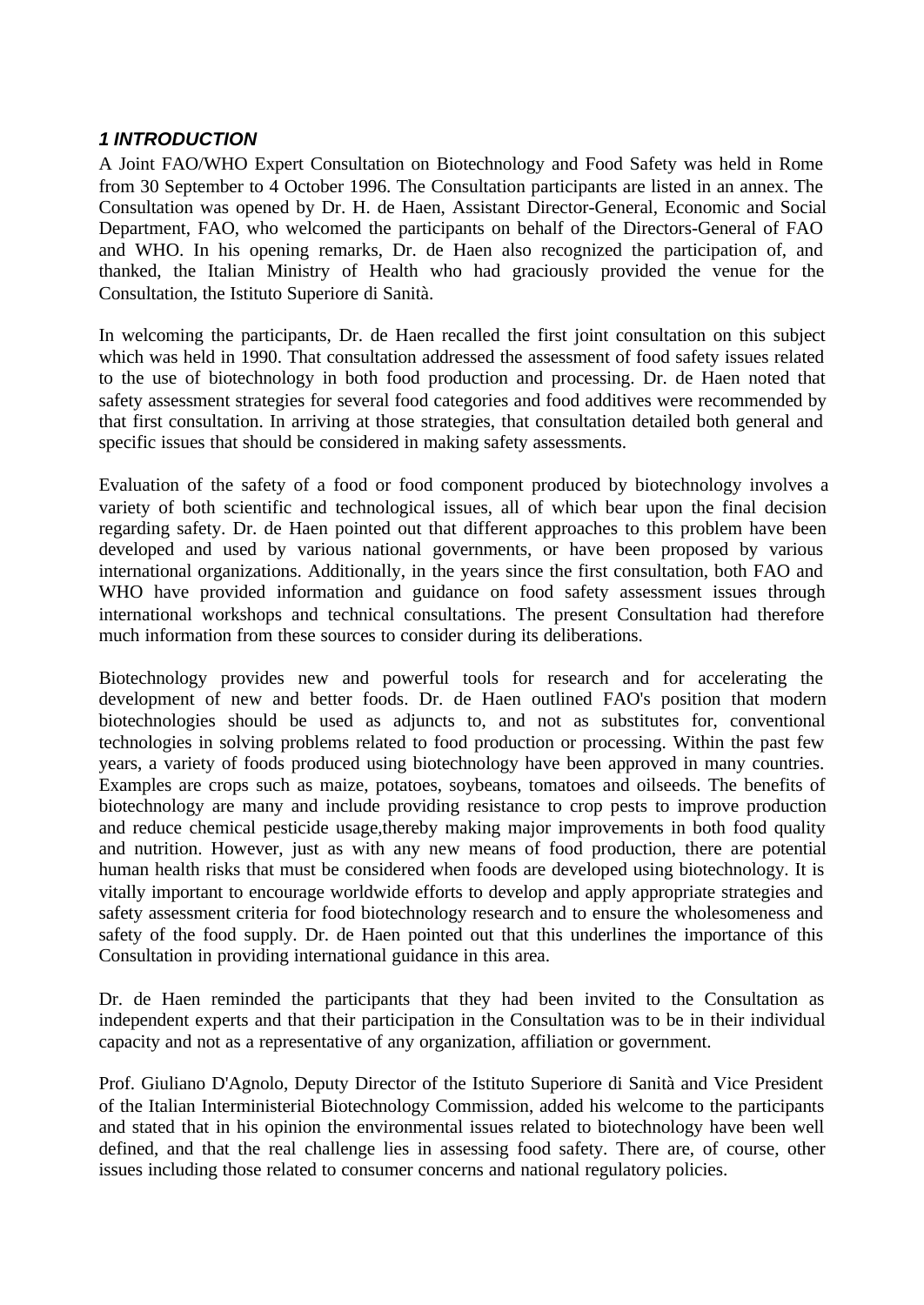### *1 INTRODUCTION*

A Joint FAO/WHO Expert Consultation on Biotechnology and Food Safety was held in Rome from 30 September to 4 October 1996. The Consultation participants are listed in an annex. The Consultation was opened by Dr. H. de Haen, Assistant Director-General, Economic and Social Department, FAO, who welcomed the participants on behalf of the Directors-General of FAO and WHO. In his opening remarks, Dr. de Haen also recognized the participation of, and thanked, the Italian Ministry of Health who had graciously provided the venue for the Consultation, the Istituto Superiore di Sanità.

In welcoming the participants, Dr. de Haen recalled the first joint consultation on this subject which was held in 1990. That consultation addressed the assessment of food safety issues related to the use of biotechnology in both food production and processing. Dr. de Haen noted that safety assessment strategies for several food categories and food additives were recommended by that first consultation. In arriving at those strategies, that consultation detailed both general and specific issues that should be considered in making safety assessments.

Evaluation of the safety of a food or food component produced by biotechnology involves a variety of both scientific and technological issues, all of which bear upon the final decision regarding safety. Dr. de Haen pointed out that different approaches to this problem have been developed and used by various national governments, or have been proposed by various international organizations. Additionally, in the years since the first consultation, both FAO and WHO have provided information and guidance on food safety assessment issues through international workshops and technical consultations. The present Consultation had therefore much information from these sources to consider during its deliberations.

Biotechnology provides new and powerful tools for research and for accelerating the development of new and better foods. Dr. de Haen outlined FAO's position that modern biotechnologies should be used as adjuncts to, and not as substitutes for, conventional technologies in solving problems related to food production or processing. Within the past few years, a variety of foods produced using biotechnology have been approved in many countries. Examples are crops such as maize, potatoes, soybeans, tomatoes and oilseeds. The benefits of biotechnology are many and include providing resistance to crop pests to improve production and reduce chemical pesticide usage,thereby making major improvements in both food quality and nutrition. However, just as with any new means of food production, there are potential human health risks that must be considered when foods are developed using biotechnology. It is vitally important to encourage worldwide efforts to develop and apply appropriate strategies and safety assessment criteria for food biotechnology research and to ensure the wholesomeness and safety of the food supply. Dr. de Haen pointed out that this underlines the importance of this Consultation in providing international guidance in this area.

Dr. de Haen reminded the participants that they had been invited to the Consultation as independent experts and that their participation in the Consultation was to be in their individual capacity and not as a representative of any organization, affiliation or government.

Prof. Giuliano D'Agnolo, Deputy Director of the Istituto Superiore di Sanità and Vice President of the Italian Interministerial Biotechnology Commission, added his welcome to the participants and stated that in his opinion the environmental issues related to biotechnology have been well defined, and that the real challenge lies in assessing food safety. There are, of course, other issues including those related to consumer concerns and national regulatory policies.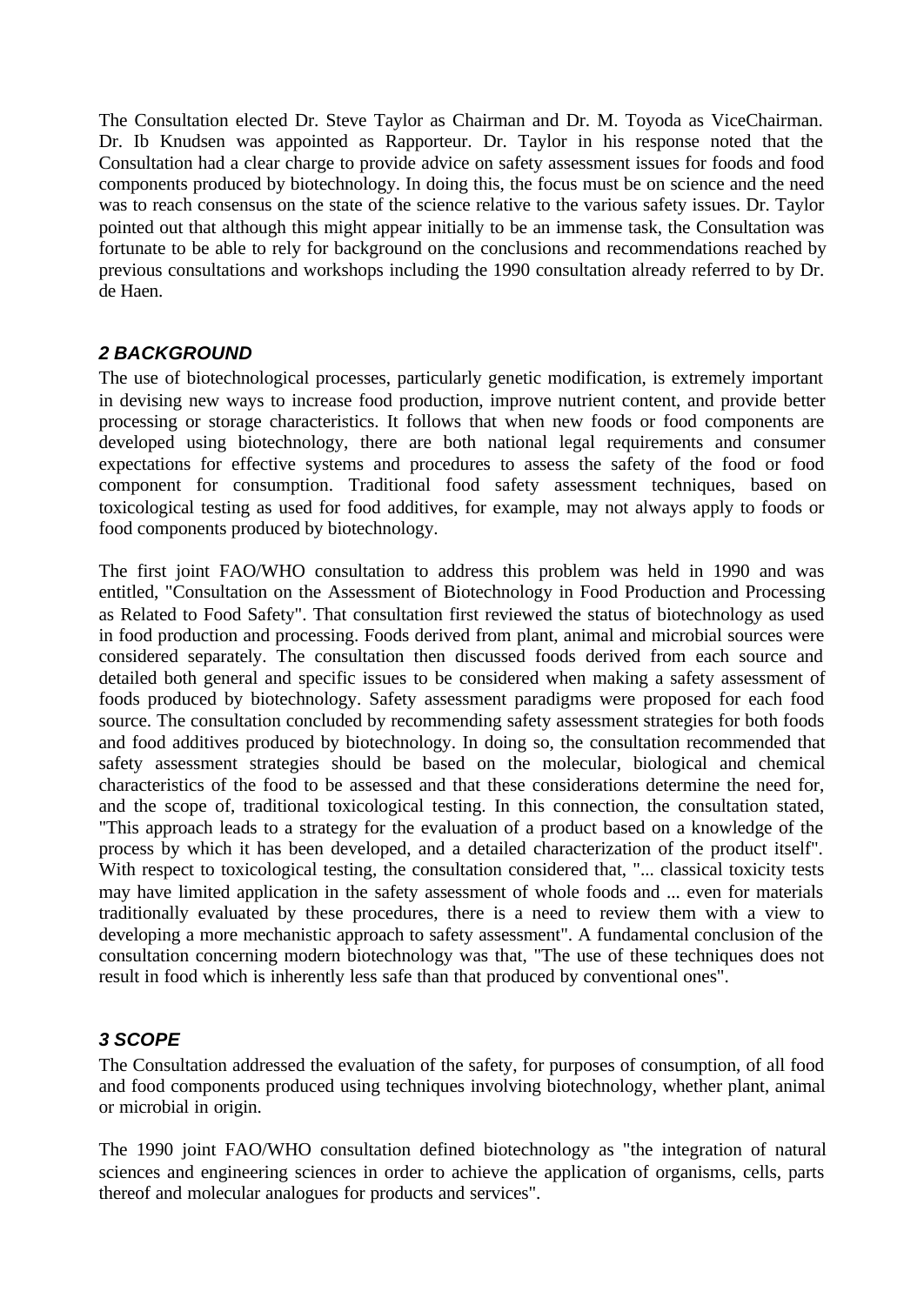The Consultation elected Dr. Steve Taylor as Chairman and Dr. M. Toyoda as ViceChairman. Dr. Ib Knudsen was appointed as Rapporteur. Dr. Taylor in his response noted that the Consultation had a clear charge to provide advice on safety assessment issues for foods and food components produced by biotechnology. In doing this, the focus must be on science and the need was to reach consensus on the state of the science relative to the various safety issues. Dr. Taylor pointed out that although this might appear initially to be an immense task, the Consultation was fortunate to be able to rely for background on the conclusions and recommendations reached by previous consultations and workshops including the 1990 consultation already referred to by Dr. de Haen.

## *2 BACKGROUND*

The use of biotechnological processes, particularly genetic modification, is extremely important in devising new ways to increase food production, improve nutrient content, and provide better processing or storage characteristics. It follows that when new foods or food components are developed using biotechnology, there are both national legal requirements and consumer expectations for effective systems and procedures to assess the safety of the food or food component for consumption. Traditional food safety assessment techniques, based on toxicological testing as used for food additives, for example, may not always apply to foods or food components produced by biotechnology.

The first joint FAO/WHO consultation to address this problem was held in 1990 and was entitled, "Consultation on the Assessment of Biotechnology in Food Production and Processing as Related to Food Safety". That consultation first reviewed the status of biotechnology as used in food production and processing. Foods derived from plant, animal and microbial sources were considered separately. The consultation then discussed foods derived from each source and detailed both general and specific issues to be considered when making a safety assessment of foods produced by biotechnology. Safety assessment paradigms were proposed for each food source. The consultation concluded by recommending safety assessment strategies for both foods and food additives produced by biotechnology. In doing so, the consultation recommended that safety assessment strategies should be based on the molecular, biological and chemical characteristics of the food to be assessed and that these considerations determine the need for, and the scope of, traditional toxicological testing. In this connection, the consultation stated, "This approach leads to a strategy for the evaluation of a product based on a knowledge of the process by which it has been developed, and a detailed characterization of the product itself". With respect to toxicological testing, the consultation considered that, "... classical toxicity tests may have limited application in the safety assessment of whole foods and ... even for materials traditionally evaluated by these procedures, there is a need to review them with a view to developing a more mechanistic approach to safety assessment". A fundamental conclusion of the consultation concerning modern biotechnology was that, "The use of these techniques does not result in food which is inherently less safe than that produced by conventional ones".

## *3 SCOPE*

The Consultation addressed the evaluation of the safety, for purposes of consumption, of all food and food components produced using techniques involving biotechnology, whether plant, animal or microbial in origin.

The 1990 joint FAO/WHO consultation defined biotechnology as "the integration of natural sciences and engineering sciences in order to achieve the application of organisms, cells, parts thereof and molecular analogues for products and services".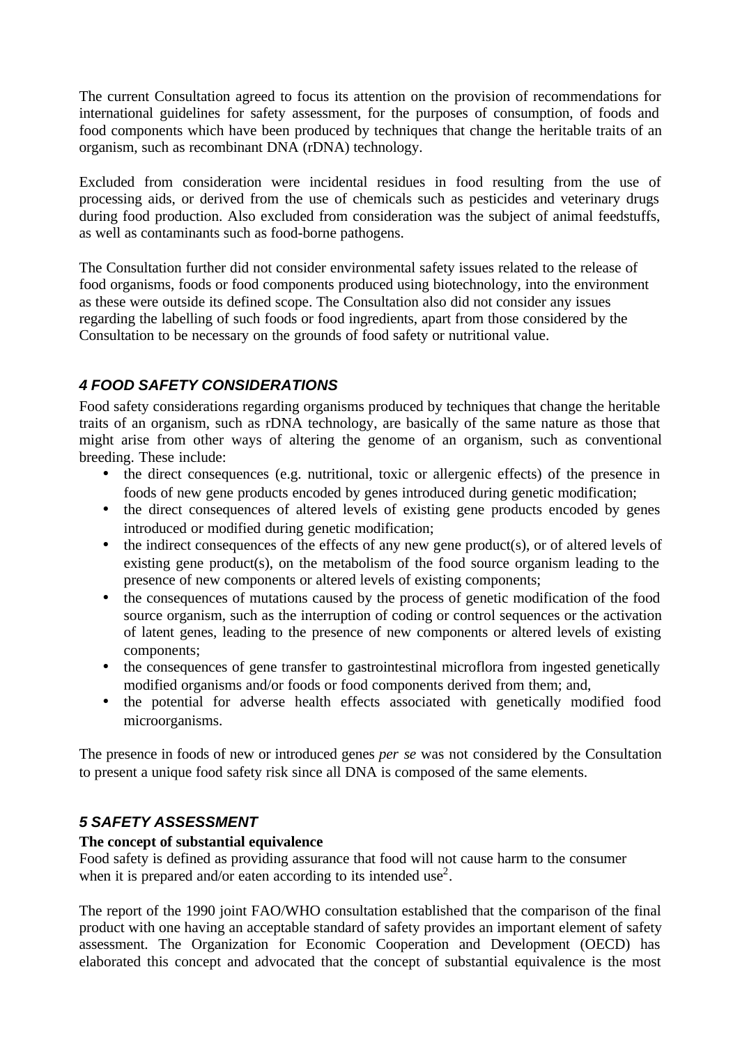The current Consultation agreed to focus its attention on the provision of recommendations for international guidelines for safety assessment, for the purposes of consumption, of foods and food components which have been produced by techniques that change the heritable traits of an organism, such as recombinant DNA (rDNA) technology.

Excluded from consideration were incidental residues in food resulting from the use of processing aids, or derived from the use of chemicals such as pesticides and veterinary drugs during food production. Also excluded from consideration was the subject of animal feedstuffs, as well as contaminants such as food-borne pathogens.

The Consultation further did not consider environmental safety issues related to the release of food organisms, foods or food components produced using biotechnology, into the environment as these were outside its defined scope. The Consultation also did not consider any issues regarding the labelling of such foods or food ingredients, apart from those considered by the Consultation to be necessary on the grounds of food safety or nutritional value.

## 4 FOOD SAFETY CONSIDERATIONS

Food safety considerations regarding organisms produced by techniques that change the heritable traits of an organism, such as rDNA technology, are basically of the same nature as those that might arise from other ways of altering the genome of an organism, such as conventional breeding. These include:

- the direct consequences (e.g. nutritional, toxic or allergenic effects) of the presence in foods of new gene products encoded by genes introduced during genetic modification;
- the direct consequences of altered levels of existing gene products encoded by genes introduced or modified during genetic modification;
- the indirect consequences of the effects of any new gene product(s), or of altered levels of existing gene product(s), on the metabolism of the food source organism leading to the presence of new components or altered levels of existing components;
- the consequences of mutations caused by the process of genetic modification of the food source organism, such as the interruption of coding or control sequences or the activation of latent genes, leading to the presence of new components or altered levels of existing components;
- the consequences of gene transfer to gastrointestinal microflora from ingested genetically modified organisms and/or foods or food components derived from them; and,
- the potential for adverse health effects associated with genetically modified food microorganisms.

The presence in foods of new or introduced genes *per se* was not considered by the Consultation to present a unique food safety risk since all DNA is composed of the same elements.

## 5 SAFETY ASSESSMENT

**The concept of substantial equivalence**

Food safety is defined as providing assurance that food will not cause harm to the consumer when it is prepared and/or eaten according to its intended use[2].

The report of the 1990 joint FAO/WHO consultation established that the comparison of the final product with one having an acceptable standard of safety provides an important element of safety assessment. The Organization for Economic Cooperation and Development (OECD) has elaborated this concept and advocated that the concept of substantial equivalence is the most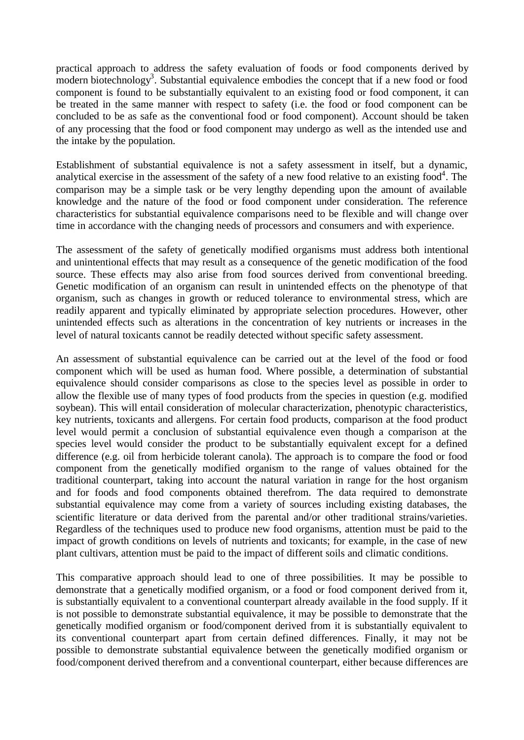practical approach to address the safety evaluation of foods or food components derived by modern biotechnology[3]. Substantial equivalence embodies the concept that if a new food or food component is found to be substantially equivalent to an existing food or food component, it can be treated in the same manner with respect to safety (i.e. the food or food component can be concluded to be as safe as the conventional food or food component). Account should be taken of any processing that the food or food component may undergo as well as the intended use and the intake by the population.

Establishment of substantial equivalence is not a safety assessment in itself, but a dynamic, analytical exercise in the assessment of the safety of a new food relative to an existing food[4]. The comparison may be a simple task or be very lengthy depending upon the amount of available knowledge and the nature of the food or food component under consideration. The reference characteristics for substantial equivalence comparisons need to be flexible and will change over time in accordance with the changing needs of processors and consumers and with experience.

The assessment of the safety of genetically modified organisms must address both intentional and unintentional effects that may result as a consequence of the genetic modification of the food source. These effects may also arise from food sources derived from conventional breeding. Genetic modification of an organism can result in unintended effects on the phenotype of that organism, such as changes in growth or reduced tolerance to environmental stress, which are readily apparent and typically eliminated by appropriate selection procedures. However, other unintended effects such as alterations in the concentration of key nutrients or increases in the level of natural toxicants cannot be readily detected without specific safety assessment.

An assessment of substantial equivalence can be carried out at the level of the food or food component which will be used as human food. Where possible, a determination of substantial equivalence should consider comparisons as close to the species level as possible in order to allow the flexible use of many types of food products from the species in question (e.g. modified soybean). This will entail consideration of molecular characterization, phenotypic characteristics, key nutrients, toxicants and allergens. For certain food products, comparison at the food product level would permit a conclusion of substantial equivalence even though a comparison at the species level would consider the product to be substantially equivalent except for a defined difference (e.g. oil from herbicide tolerant canola). The approach is to compare the food or food component from the genetically modified organism to the range of values obtained for the traditional counterpart, taking into account the natural variation in range for the host organism and for foods and food components obtained therefrom. The data required to demonstrate substantial equivalence may come from a variety of sources including existing databases, the scientific literature or data derived from the parental and/or other traditional strains/varieties. Regardless of the techniques used to produce new food organisms, attention must be paid to the impact of growth conditions on levels of nutrients and toxicants; for example, in the case of new plant cultivars, attention must be paid to the impact of different soils and climatic conditions.

This comparative approach should lead to one of three possibilities. It may be possible to demonstrate that a genetically modified organism, or a food or food component derived from it, is substantially equivalent to a conventional counterpart already available in the food supply. If it is not possible to demonstrate substantial equivalence, it may be possible to demonstrate that the genetically modified organism or food/component derived from it is substantially equivalent to its conventional counterpart apart from certain defined differences. Finally, it may not be possible to demonstrate substantial equivalence between the genetically modified organism or food/component derived therefrom and a conventional counterpart, either because differences are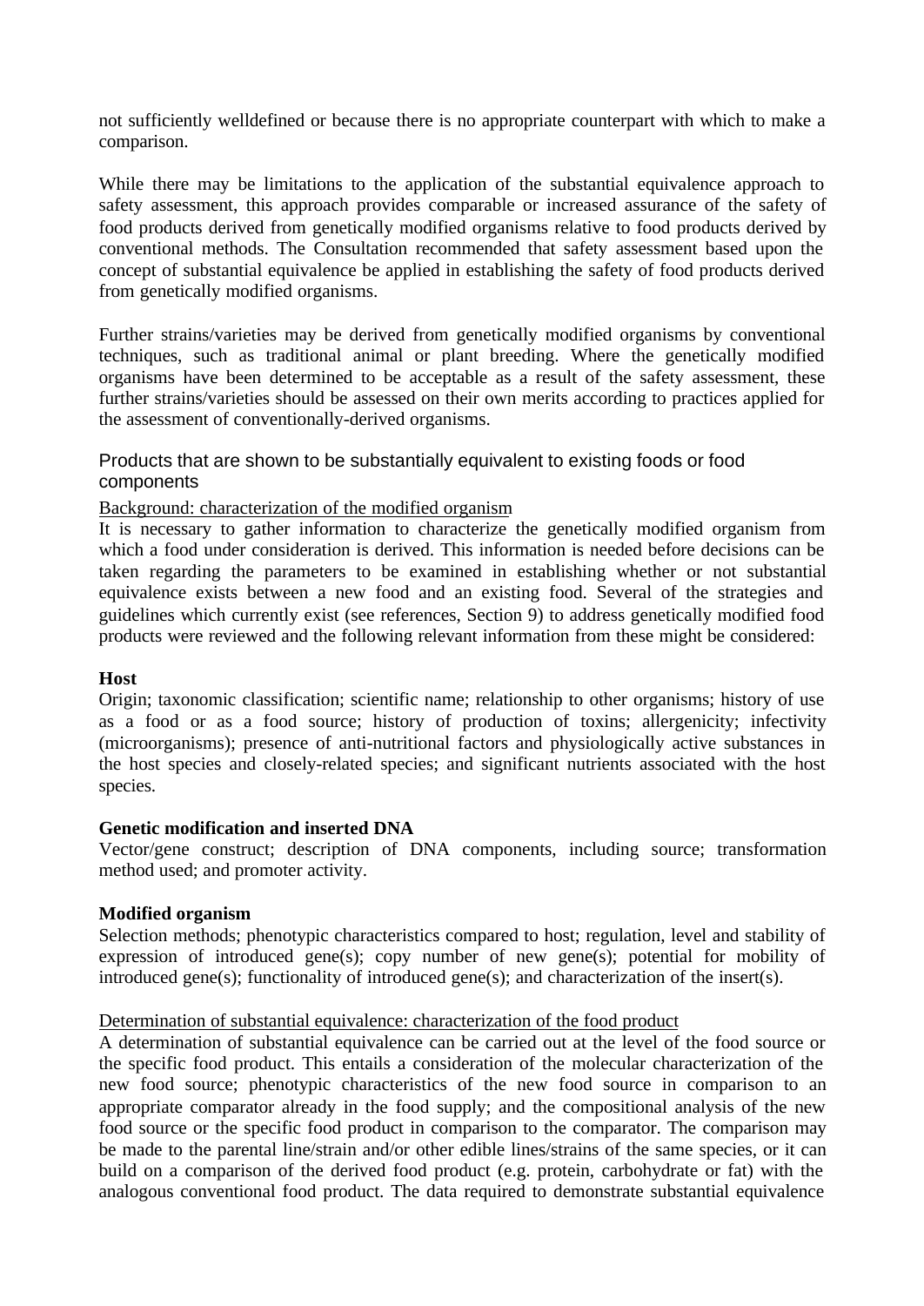not sufficiently welldefined or because there is no appropriate counterpart with which to make a comparison.

While there may be limitations to the application of the substantial equivalence approach to safety assessment, this approach provides comparable or increased assurance of the safety of food products derived from genetically modified organisms relative to food products derived by conventional methods. The Consultation recommended that safety assessment based upon the concept of substantial equivalence be applied in establishing the safety of food products derived from genetically modified organisms.

Further strains/varieties may be derived from genetically modified organisms by conventional techniques, such as traditional animal or plant breeding. Where the genetically modified organisms have been determined to be acceptable as a result of the safety assessment, these further strains/varieties should be assessed on their own merits according to practices applied for the assessment of conventionally-derived organisms.

### Products that are shown to be substantially equivalent to existing foods or food components

Background: characterization of the modified organism

It is necessary to gather information to characterize the genetically modified organism from which a food under consideration is derived. This information is needed before decisions can be taken regarding the parameters to be examined in establishing whether or not substantial equivalence exists between a new food and an existing food. Several of the strategies and guidelines which currently exist (see references, Section 9) to address genetically modified food products were reviewed and the following relevant information from these might be considered:

**Host**

Origin; taxonomic classification; scientific name; relationship to other organisms; history of use as a food or as a food source; history of production of toxins; allergenicity; infectivity (microorganisms); presence of anti-nutritional factors and physiologically active substances in the host species and closely-related species; and significant nutrients associated with the host species.

**Genetic modification and inserted DNA**

Vector/gene construct; description of DNA components, including source; transformation method used; and promoter activity.

**Modified organism**

Selection methods; phenotypic characteristics compared to host; regulation, level and stability of expression of introduced gene(s); copy number of new gene(s); potential for mobility of introduced gene(s); functionality of introduced gene(s); and characterization of the insert(s).

Determination of substantial equivalence: characterization of the food product

A determination of substantial equivalence can be carried out at the level of the food source or the specific food product. This entails a consideration of the molecular characterization of the new food source; phenotypic characteristics of the new food source in comparison to an appropriate comparator already in the food supply; and the compositional analysis of the new food source or the specific food product in comparison to the comparator. The comparison may be made to the parental line/strain and/or other edible lines/strains of the same species, or it can build on a comparison of the derived food product (e.g. protein, carbohydrate or fat) with the analogous conventional food product. The data required to demonstrate substantial equivalence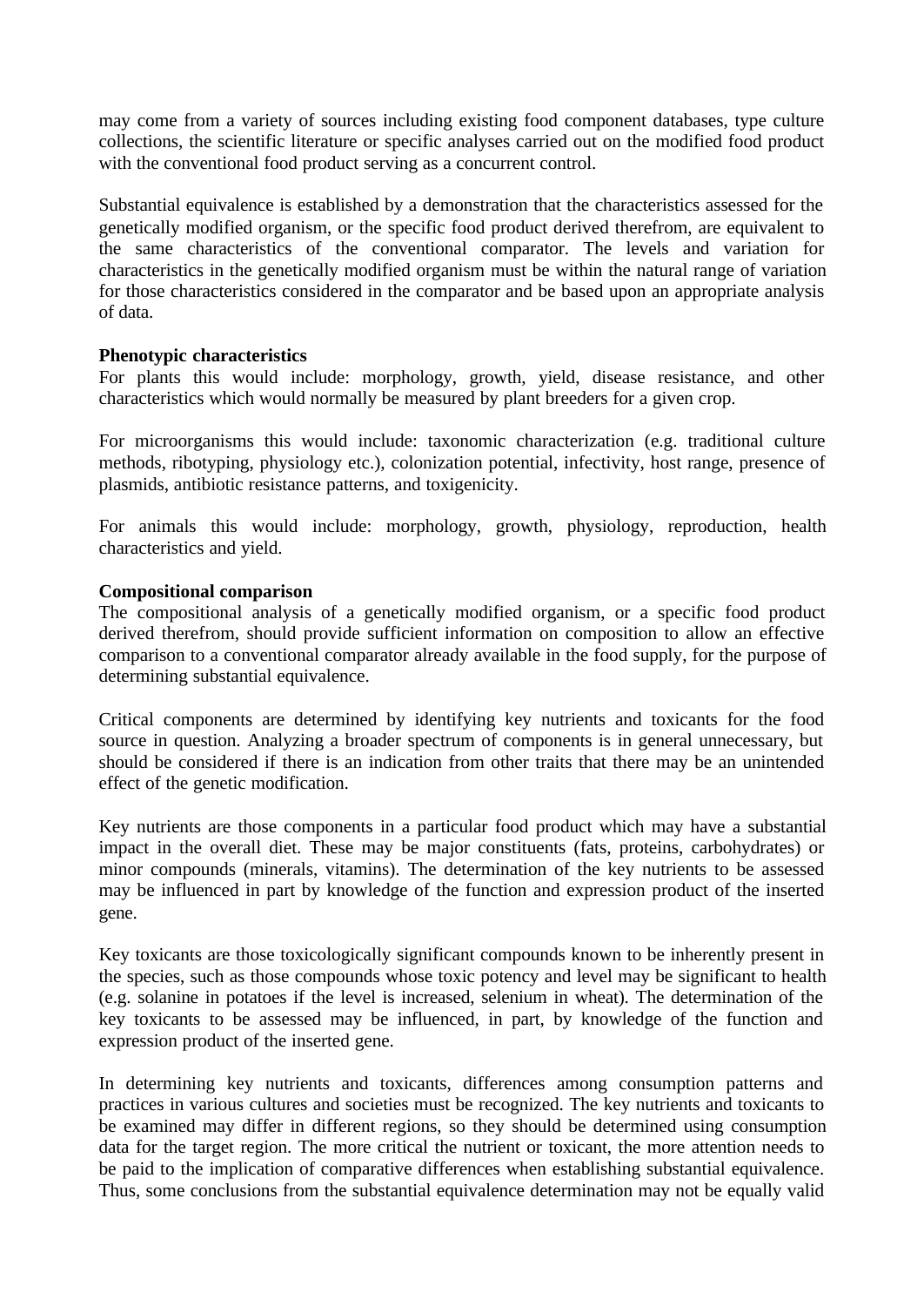may come from a variety of sources including existing food component databases, type culture collections, the scientific literature or specific analyses carried out on the modified food product with the conventional food product serving as a concurrent control.

Substantial equivalence is established by a demonstration that the characteristics assessed for the genetically modified organism, or the specific food product derived therefrom, are equivalent to the same characteristics of the conventional comparator. The levels and variation for characteristics in the genetically modified organism must be within the natural range of variation for those characteristics considered in the comparator and be based upon an appropriate analysis of data.

**Phenotypic characteristics**

For plants this would include: morphology, growth, yield, disease resistance, and other characteristics which would normally be measured by plant breeders for a given crop.

For microorganisms this would include: taxonomic characterization (e.g. traditional culture methods, ribotyping, physiology etc.), colonization potential, infectivity, host range, presence of plasmids, antibiotic resistance patterns, and toxigenicity.

For animals this would include: morphology, growth, physiology, reproduction, health characteristics and yield.

**Compositional comparison**

The compositional analysis of a genetically modified organism, or a specific food product derived therefrom, should provide sufficient information on composition to allow an effective comparison to a conventional comparator already available in the food supply, for the purpose of determining substantial equivalence.

Critical components are determined by identifying key nutrients and toxicants for the food source in question. Analyzing a broader spectrum of components is in general unnecessary, but should be considered if there is an indication from other traits that there may be an unintended effect of the genetic modification.

Key nutrients are those components in a particular food product which may have a substantial impact in the overall diet. These may be major constituents (fats, proteins, carbohydrates) or minor compounds (minerals, vitamins). The determination of the key nutrients to be assessed may be influenced in part by knowledge of the function and expression product of the inserted gene.

Key toxicants are those toxicologically significant compounds known to be inherently present in the species, such as those compounds whose toxic potency and level may be significant to health (e.g. solanine in potatoes if the level is increased, selenium in wheat). The determination of the key toxicants to be assessed may be influenced, in part, by knowledge of the function and expression product of the inserted gene.

In determining key nutrients and toxicants, differences among consumption patterns and practices in various cultures and societies must be recognized. The key nutrients and toxicants to be examined may differ in different regions, so they should be determined using consumption data for the target region. The more critical the nutrient or toxicant, the more attention needs to be paid to the implication of comparative differences when establishing substantial equivalence. Thus, some conclusions from the substantial equivalence determination may not be equally valid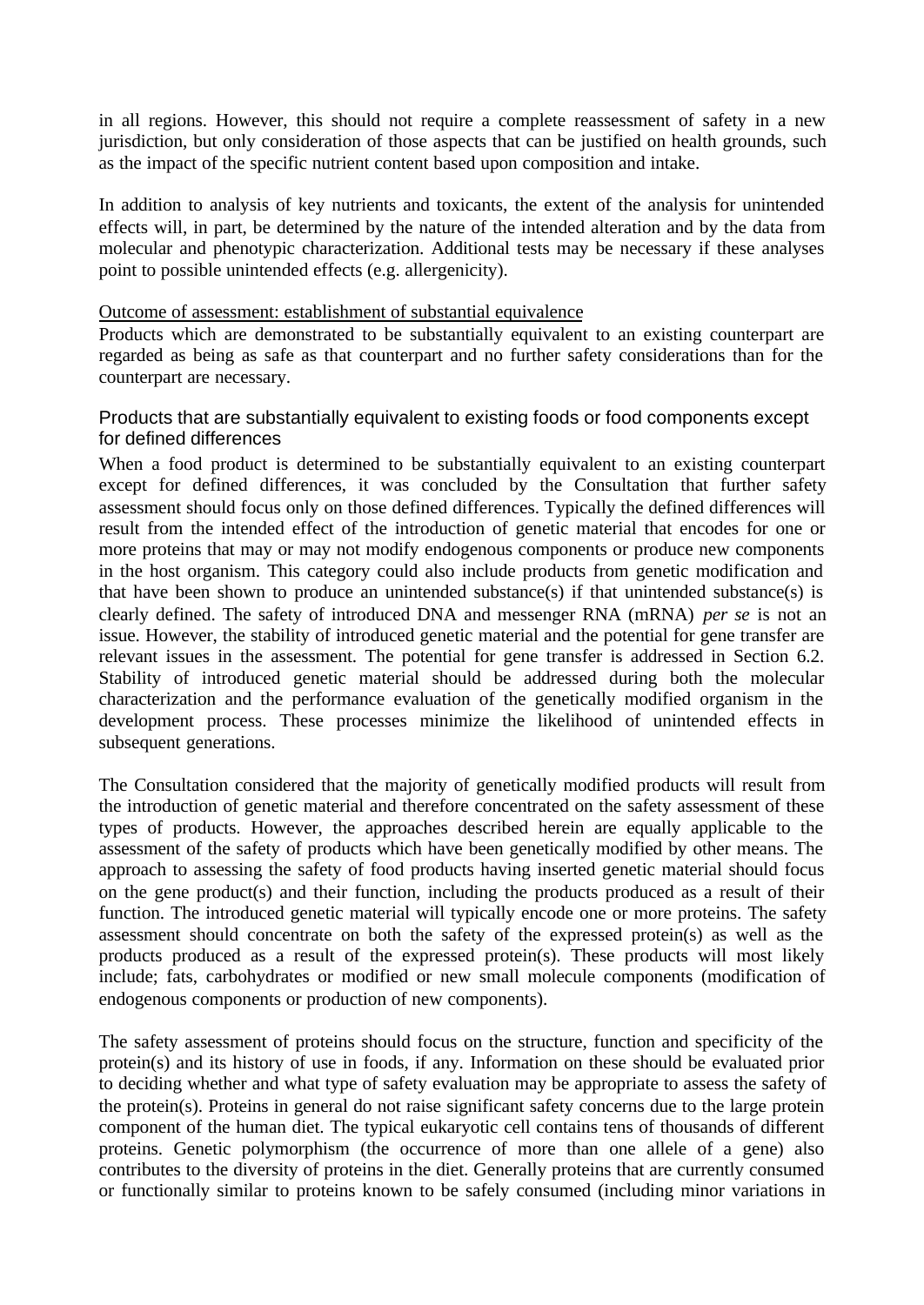in all regions. However, this should not require a complete reassessment of safety in a new jurisdiction, but only consideration of those aspects that can be justified on health grounds, such as the impact of the specific nutrient content based upon composition and intake.

In addition to analysis of key nutrients and toxicants, the extent of the analysis for unintended effects will, in part, be determined by the nature of the intended alteration and by the data from molecular and phenotypic characterization. Additional tests may be necessary if these analyses point to possible unintended effects (e.g. allergenicity).

Outcome of assessment: establishment of substantial equivalence

Products which are demonstrated to be substantially equivalent to an existing counterpart are regarded as being as safe as that counterpart and no further safety considerations than for the counterpart are necessary.

### Products that are substantially equivalent to existing foods or food components except for defined differences

When a food product is determined to be substantially equivalent to an existing counterpart except for defined differences, it was concluded by the Consultation that further safety assessment should focus only on those defined differences. Typically the defined differences will result from the intended effect of the introduction of genetic material that encodes for one or more proteins that may or may not modify endogenous components or produce new components in the host organism. This category could also include products from genetic modification and that have been shown to produce an unintended substance(s) if that unintended substance(s) is clearly defined. The safety of introduced DNA and messenger RNA (mRNA) *per se* is not an issue. However, the stability of introduced genetic material and the potential for gene transfer are relevant issues in the assessment. The potential for gene transfer is addressed in Section 6.2. Stability of introduced genetic material should be addressed during both the molecular characterization and the performance evaluation of the genetically modified organism in the development process. These processes minimize the likelihood of unintended effects in subsequent generations.

The Consultation considered that the majority of genetically modified products will result from the introduction of genetic material and therefore concentrated on the safety assessment of these types of products. However, the approaches described herein are equally applicable to the assessment of the safety of products which have been genetically modified by other means. The approach to assessing the safety of food products having inserted genetic material should focus on the gene product(s) and their function, including the products produced as a result of their function. The introduced genetic material will typically encode one or more proteins. The safety assessment should concentrate on both the safety of the expressed protein(s) as well as the products produced as a result of the expressed protein(s). These products will most likely include; fats, carbohydrates or modified or new small molecule components (modification of endogenous components or production of new components).

The safety assessment of proteins should focus on the structure, function and specificity of the protein(s) and its history of use in foods, if any. Information on these should be evaluated prior to deciding whether and what type of safety evaluation may be appropriate to assess the safety of the protein(s). Proteins in general do not raise significant safety concerns due to the large protein component of the human diet. The typical eukaryotic cell contains tens of thousands of different proteins. Genetic polymorphism (the occurrence of more than one allele of a gene) also contributes to the diversity of proteins in the diet. Generally proteins that are currently consumed or functionally similar to proteins known to be safely consumed (including minor variations in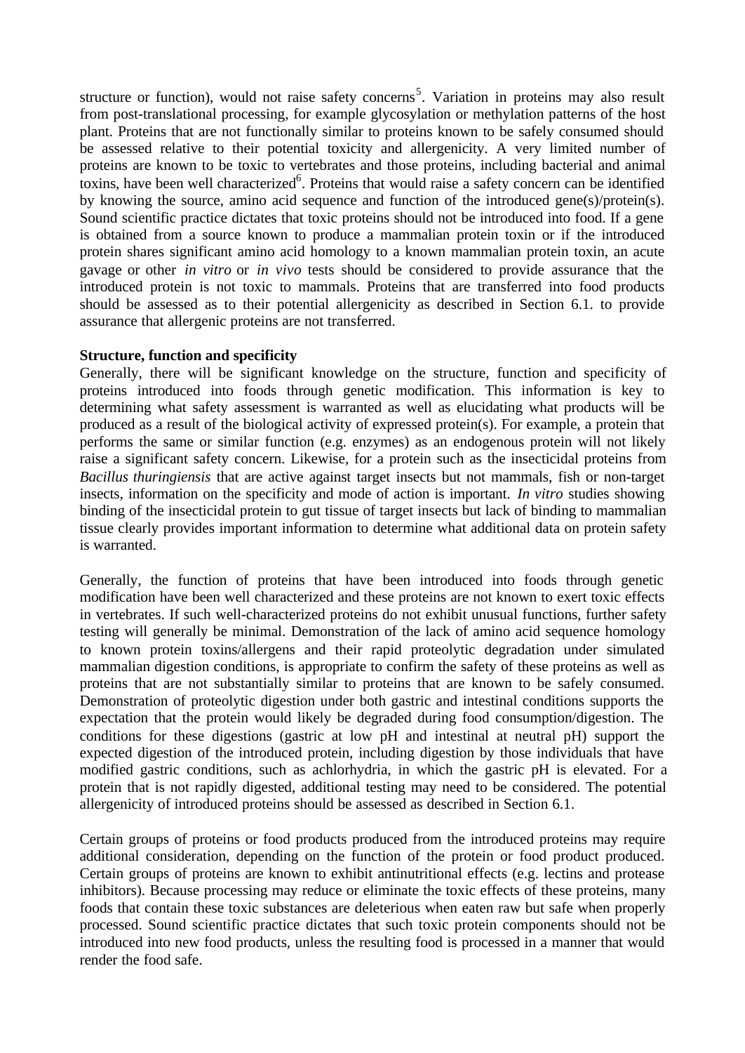structure or function), would not raise safety concerns[5]. Variation in proteins may also result from post-translational processing, for example glycosylation or methylation patterns of the host plant. Proteins that are not functionally similar to proteins known to be safely consumed should be assessed relative to their potential toxicity and allergenicity. A very limited number of proteins are known to be toxic to vertebrates and those proteins, including bacterial and animal toxins, have been well characterized[6]. Proteins that would raise a safety concern can be identified by knowing the source, amino acid sequence and function of the introduced gene(s)/protein(s). Sound scientific practice dictates that toxic proteins should not be introduced into food. If a gene is obtained from a source known to produce a mammalian protein toxin or if the introduced protein shares significant amino acid homology to a known mammalian protein toxin, an acute gavage or other *in vitro* or *in vivo* tests should be considered to provide assurance that the introduced protein is not toxic to mammals. Proteins that are transferred into food products should be assessed as to their potential allergenicity as described in Section 6.1. to provide assurance that allergenic proteins are not transferred.

**Structure, function and specificity**

Generally, there will be significant knowledge on the structure, function and specificity of proteins introduced into foods through genetic modification. This information is key to determining what safety assessment is warranted as well as elucidating what products will be produced as a result of the biological activity of expressed protein(s). For example, a protein that performs the same or similar function (e.g. enzymes) as an endogenous protein will not likely raise a significant safety concern. Likewise, for a protein such as the insecticidal proteins from *Bacillus thuringiensis* that are active against target insects but not mammals, fish or non-target insects, information on the specificity and mode of action is important. *In vitro* studies showing binding of the insecticidal protein to gut tissue of target insects but lack of binding to mammalian tissue clearly provides important information to determine what additional data on protein safety is warranted.

Generally, the function of proteins that have been introduced into foods through genetic modification have been well characterized and these proteins are not known to exert toxic effects in vertebrates. If such well-characterized proteins do not exhibit unusual functions, further safety testing will generally be minimal. Demonstration of the lack of amino acid sequence homology to known protein toxins/allergens and their rapid proteolytic degradation under simulated mammalian digestion conditions, is appropriate to confirm the safety of these proteins as well as proteins that are not substantially similar to proteins that are known to be safely consumed. Demonstration of proteolytic digestion under both gastric and intestinal conditions supports the expectation that the protein would likely be degraded during food consumption/digestion. The conditions for these digestions (gastric at low pH and intestinal at neutral pH) support the expected digestion of the introduced protein, including digestion by those individuals that have modified gastric conditions, such as achlorhydria, in which the gastric pH is elevated. For a protein that is not rapidly digested, additional testing may need to be considered. The potential allergenicity of introduced proteins should be assessed as described in Section 6.1.

Certain groups of proteins or food products produced from the introduced proteins may require additional consideration, depending on the function of the protein or food product produced. Certain groups of proteins are known to exhibit antinutritional effects (e.g. lectins and protease inhibitors). Because processing may reduce or eliminate the toxic effects of these proteins, many foods that contain these toxic substances are deleterious when eaten raw but safe when properly processed. Sound scientific practice dictates that such toxic protein components should not be introduced into new food products, unless the resulting food is processed in a manner that would render the food safe.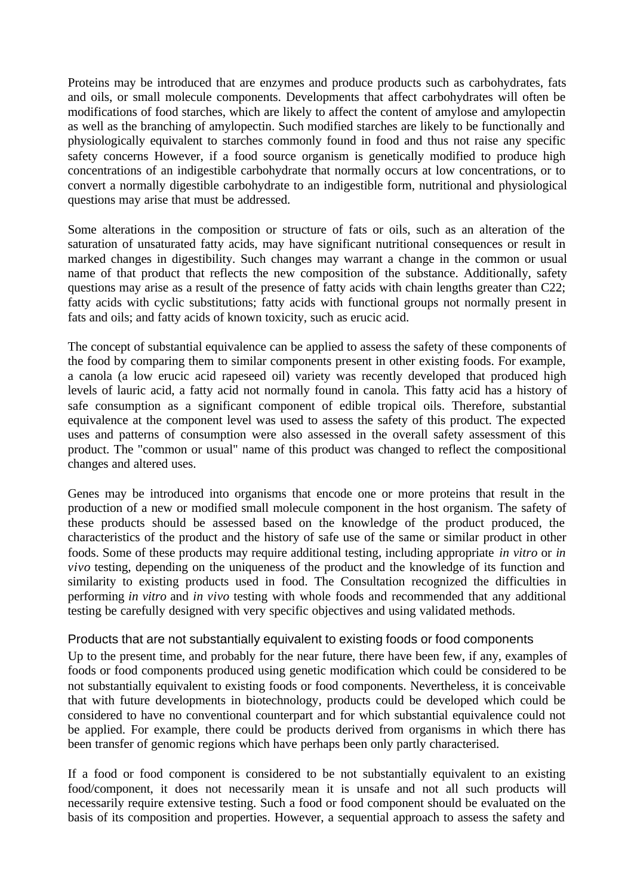Proteins may be introduced that are enzymes and produce products such as carbohydrates, fats and oils, or small molecule components. Developments that affect carbohydrates will often be modifications of food starches, which are likely to affect the content of amylose and amylopectin as well as the branching of amylopectin. Such modified starches are likely to be functionally and physiologically equivalent to starches commonly found in food and thus not raise any specific safety concerns However, if a food source organism is genetically modified to produce high concentrations of an indigestible carbohydrate that normally occurs at low concentrations, or to convert a normally digestible carbohydrate to an indigestible form, nutritional and physiological questions may arise that must be addressed.

Some alterations in the composition or structure of fats or oils, such as an alteration of the saturation of unsaturated fatty acids, may have significant nutritional consequences or result in marked changes in digestibility. Such changes may warrant a change in the common or usual name of that product that reflects the new composition of the substance. Additionally, safety questions may arise as a result of the presence of fatty acids with chain lengths greater than C22; fatty acids with cyclic substitutions; fatty acids with functional groups not normally present in fats and oils; and fatty acids of known toxicity, such as erucic acid.

The concept of substantial equivalence can be applied to assess the safety of these components of the food by comparing them to similar components present in other existing foods. For example, a canola (a low erucic acid rapeseed oil) variety was recently developed that produced high levels of lauric acid, a fatty acid not normally found in canola. This fatty acid has a history of safe consumption as a significant component of edible tropical oils. Therefore, substantial equivalence at the component level was used to assess the safety of this product. The expected uses and patterns of consumption were also assessed in the overall safety assessment of this product. The "common or usual" name of this product was changed to reflect the compositional changes and altered uses.

Genes may be introduced into organisms that encode one or more proteins that result in the production of a new or modified small molecule component in the host organism. The safety of these products should be assessed based on the knowledge of the product produced, the characteristics of the product and the history of safe use of the same or similar product in other foods. Some of these products may require additional testing, including appropriate *in vitro* or *in vivo* testing, depending on the uniqueness of the product and the knowledge of its function and similarity to existing products used in food. The Consultation recognized the difficulties in performing *in vitro* and *in vivo* testing with whole foods and recommended that any additional testing be carefully designed with very specific objectives and using validated methods.

### Products that are not substantially equivalent to existing foods or food components

Up to the present time, and probably for the near future, there have been few, if any, examples of foods or food components produced using genetic modification which could be considered to be not substantially equivalent to existing foods or food components. Nevertheless, it is conceivable that with future developments in biotechnology, products could be developed which could be considered to have no conventional counterpart and for which substantial equivalence could not be applied. For example, there could be products derived from organisms in which there has been transfer of genomic regions which have perhaps been only partly characterised.

If a food or food component is considered to be not substantially equivalent to an existing food/component, it does not necessarily mean it is unsafe and not all such products will necessarily require extensive testing. Such a food or food component should be evaluated on the basis of its composition and properties. However, a sequential approach to assess the safety and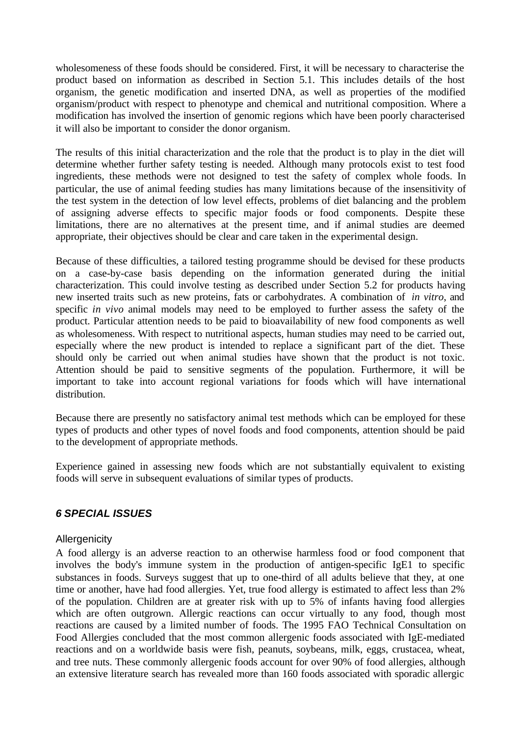wholesomeness of these foods should be considered. First, it will be necessary to characterise the product based on information as described in Section 5.1. This includes details of the host organism, the genetic modification and inserted DNA, as well as properties of the modified organism/product with respect to phenotype and chemical and nutritional composition. Where a modification has involved the insertion of genomic regions which have been poorly characterised it will also be important to consider the donor organism.

The results of this initial characterization and the role that the product is to play in the diet will determine whether further safety testing is needed. Although many protocols exist to test food ingredients, these methods were not designed to test the safety of complex whole foods. In particular, the use of animal feeding studies has many limitations because of the insensitivity of the test system in the detection of low level effects, problems of diet balancing and the problem of assigning adverse effects to specific major foods or food components. Despite these limitations, there are no alternatives at the present time, and if animal studies are deemed appropriate, their objectives should be clear and care taken in the experimental design.

Because of these difficulties, a tailored testing programme should be devised for these products on a case-by-case basis depending on the information generated during the initial characterization. This could involve testing as described under Section 5.2 for products having new inserted traits such as new proteins, fats or carbohydrates. A combination of *in vitro*, and specific *in vivo* animal models may need to be employed to further assess the safety of the product. Particular attention needs to be paid to bioavailability of new food components as well as wholesomeness. With respect to nutritional aspects, human studies may need to be carried out, especially where the new product is intended to replace a significant part of the diet. These should only be carried out when animal studies have shown that the product is not toxic. Attention should be paid to sensitive segments of the population. Furthermore, it will be important to take into account regional variations for foods which will have international distribution.

Because there are presently no satisfactory animal test methods which can be employed for these types of products and other types of novel foods and food components, attention should be paid to the development of appropriate methods.

Experience gained in assessing new foods which are not substantially equivalent to existing foods will serve in subsequent evaluations of similar types of products.

## 6 SPECIAL ISSUES

### Allergenicity

A food allergy is an adverse reaction to an otherwise harmless food or food component that involves the body's immune system in the production of antigen-specific IgE[1] to specific substances in foods. Surveys suggest that up to one-third of all adults believe that they, at one time or another, have had food allergies. Yet, true food allergy is estimated to affect less than 2% of the population. Children are at greater risk with up to 5% of infants having food allergies which are often outgrown. Allergic reactions can occur virtually to any food, though most reactions are caused by a limited number of foods. The 1995 FAO Technical Consultation on Food Allergies concluded that the most common allergenic foods associated with IgE-mediated reactions and on a worldwide basis were fish, peanuts, soybeans, milk, eggs, crustacea, wheat, and tree nuts. These commonly allergenic foods account for over 90% of food allergies, although an extensive literature search has revealed more than 160 foods associated with sporadic allergic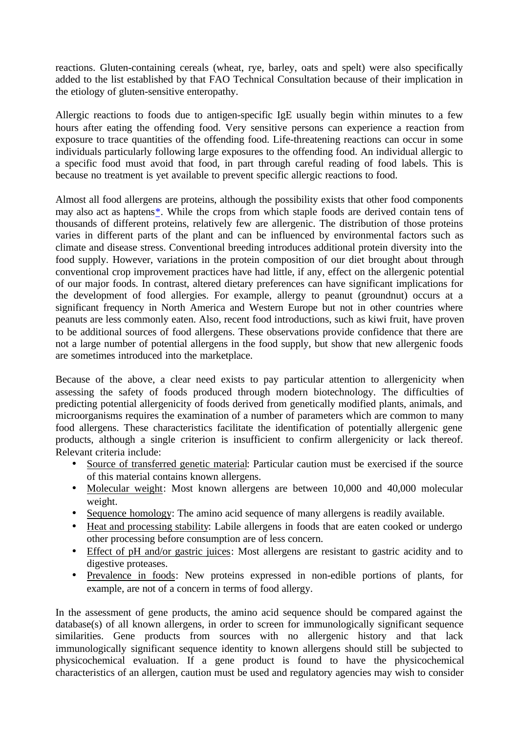reactions. Gluten-containing cereals (wheat, rye, barley, oats and spelt) were also specifically added to the list established by that FAO Technical Consultation because of their implication in the etiology of gluten-sensitive enteropathy.

Allergic reactions to foods due to antigen-specific IgE usually begin within minutes to a few hours after eating the offending food. Very sensitive persons can experience a reaction from exposure to trace quantities of the offending food. Life-threatening reactions can occur in some individuals particularly following large exposures to the offending food. An individual allergic to a specific food must avoid that food, in part through careful reading of food labels. This is because no treatment is yet available to prevent specific allergic reactions to food.

Almost all food allergens are proteins, although the possibility exists that other food components may also act as haptens*. While the crops from which staple foods are derived contain tens of thousands of different proteins, relatively few are allergenic. The distribution of those proteins varies in different parts of the plant and can be influenced by environmental factors such as climate and disease stress. Conventional breeding introduces additional protein diversity into the food supply. However, variations in the protein composition of our diet brought about through conventional crop improvement practices have had little, if any, effect on the allergenic potential of our major foods. In contrast, altered dietary preferences can have significant implications for the development of food allergies. For example, allergy to peanut (groundnut) occurs at a significant frequency in North America and Western Europe but not in other countries where peanuts are less commonly eaten. Also, recent food introductions, such as kiwi fruit, have proven to be additional sources of food allergens. These observations provide confidence that there are not a large number of potential allergens in the food supply, but show that new allergenic foods are sometimes introduced into the marketplace.

Because of the above, a clear need exists to pay particular attention to allergenicity when assessing the safety of foods produced through modern biotechnology. The difficulties of predicting potential allergenicity of foods derived from genetically modified plants, animals, and microorganisms requires the examination of a number of parameters which are common to many food allergens. These characteristics facilitate the identification of potentially allergenic gene products, although a single criterion is insufficient to confirm allergenicity or lack thereof. Relevant criteria include:

- Source of transferred genetic material: Particular caution must be exercised if the source of this material contains known allergens.
- Molecular weight: Most known allergens are between 10,000 and 40,000 molecular weight.
- Sequence homology: The amino acid sequence of many allergens is readily available.
- Heat and processing stability: Labile allergens in foods that are eaten cooked or undergo other processing before consumption are of less concern.
- Effect of pH and/or gastric juices: Most allergens are resistant to gastric acidity and to digestive proteases.
- Prevalence in foods: New proteins expressed in non-edible portions of plants, for example, are not of a concern in terms of food allergy.

In the assessment of gene products, the amino acid sequence should be compared against the database(s) of all known allergens, in order to screen for immunologically significant sequence similarities. Gene products from sources with no allergenic history and that lack immunologically significant sequence identity to known allergens should still be subjected to physicochemical evaluation. If a gene product is found to have the physicochemical characteristics of an allergen, caution must be used and regulatory agencies may wish to consider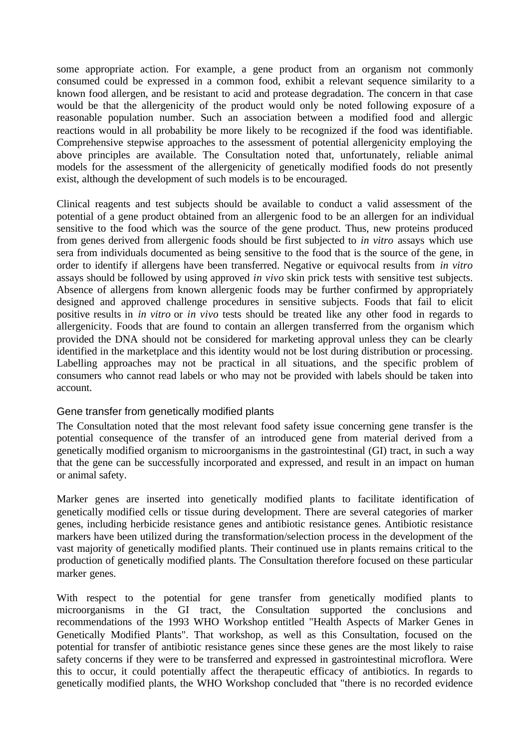some appropriate action. For example, a gene product from an organism not commonly consumed could be expressed in a common food, exhibit a relevant sequence similarity to a known food allergen, and be resistant to acid and protease degradation. The concern in that case would be that the allergenicity of the product would only be noted following exposure of a reasonable population number. Such an association between a modified food and allergic reactions would in all probability be more likely to be recognized if the food was identifiable. Comprehensive stepwise approaches to the assessment of potential allergenicity employing the above principles are available. The Consultation noted that, unfortunately, reliable animal models for the assessment of the allergenicity of genetically modified foods do not presently exist, although the development of such models is to be encouraged.

Clinical reagents and test subjects should be available to conduct a valid assessment of the potential of a gene product obtained from an allergenic food to be an allergen for an individual sensitive to the food which was the source of the gene product. Thus, new proteins produced from genes derived from allergenic foods should be first subjected to *in vitro* assays which use sera from individuals documented as being sensitive to the food that is the source of the gene, in order to identify if allergens have been transferred. Negative or equivocal results from *in vitro* assays should be followed by using approved *in vivo* skin prick tests with sensitive test subjects. Absence of allergens from known allergenic foods may be further confirmed by appropriately designed and approved challenge procedures in sensitive subjects. Foods that fail to elicit positive results in *in vitro* or *in vivo* tests should be treated like any other food in regards to allergenicity. Foods that are found to contain an allergen transferred from the organism which provided the DNA should not be considered for marketing approval unless they can be clearly identified in the marketplace and this identity would not be lost during distribution or processing. Labelling approaches may not be practical in all situations, and the specific problem of consumers who cannot read labels or who may not be provided with labels should be taken into account.

### Gene transfer from genetically modified plants

The Consultation noted that the most relevant food safety issue concerning gene transfer is the potential consequence of the transfer of an introduced gene from material derived from a genetically modified organism to microorganisms in the gastrointestinal (GI) tract, in such a way that the gene can be successfully incorporated and expressed, and result in an impact on human or animal safety.

Marker genes are inserted into genetically modified plants to facilitate identification of genetically modified cells or tissue during development. There are several categories of marker genes, including herbicide resistance genes and antibiotic resistance genes. Antibiotic resistance markers have been utilized during the transformation/selection process in the development of the vast majority of genetically modified plants. Their continued use in plants remains critical to the production of genetically modified plants. The Consultation therefore focused on these particular marker genes.

With respect to the potential for gene transfer from genetically modified plants to microorganisms in the GI tract, the Consultation supported the conclusions and recommendations of the 1993 WHO Workshop entitled "Health Aspects of Marker Genes in Genetically Modified Plants". That workshop, as well as this Consultation, focused on the potential for transfer of antibiotic resistance genes since these genes are the most likely to raise safety concerns if they were to be transferred and expressed in gastrointestinal microflora. Were this to occur, it could potentially affect the therapeutic efficacy of antibiotics. In regards to genetically modified plants, the WHO Workshop concluded that "there is no recorded evidence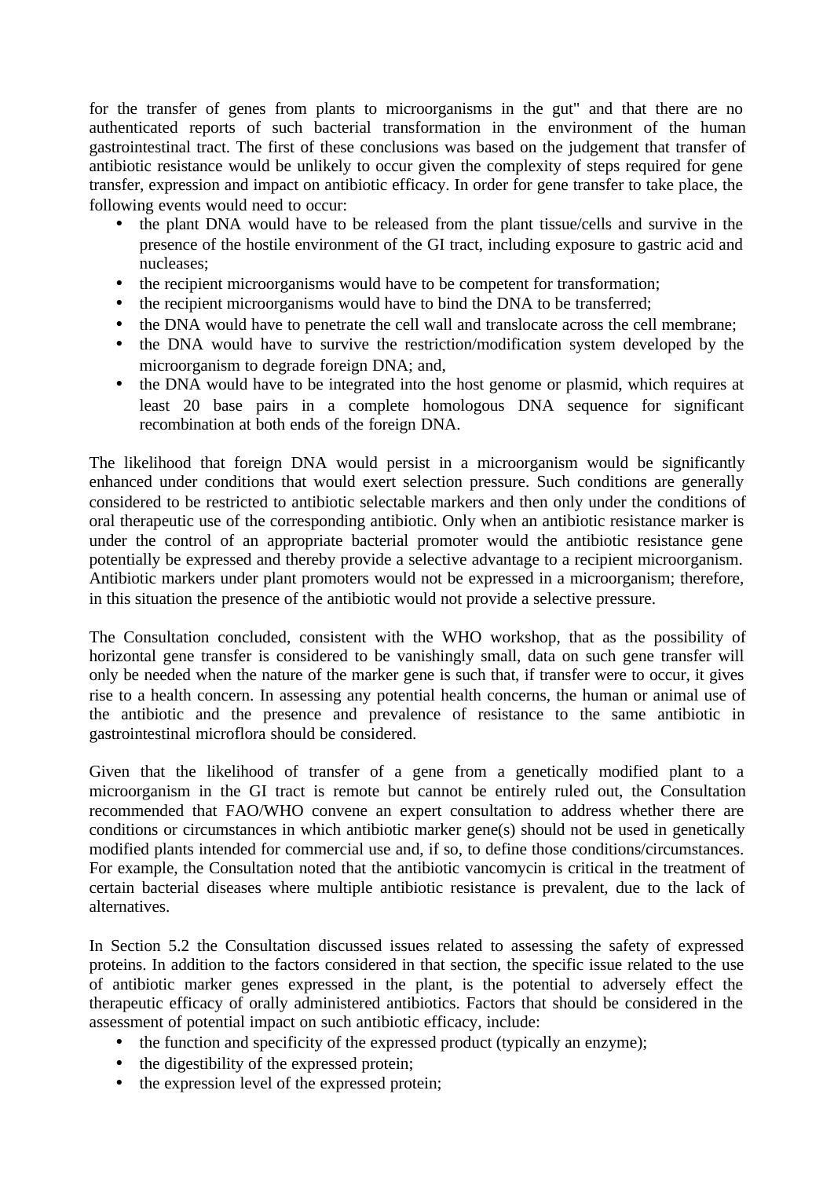for the transfer of genes from plants to microorganisms in the gut" and that there are no authenticated reports of such bacterial transformation in the environment of the human gastrointestinal tract. The first of these conclusions was based on the judgement that transfer of antibiotic resistance would be unlikely to occur given the complexity of steps required for gene transfer, expression and impact on antibiotic efficacy. In order for gene transfer to take place, the following events would need to occur:

- the plant DNA would have to be released from the plant tissue/cells and survive in the presence of the hostile environment of the GI tract, including exposure to gastric acid and nucleases;
- the recipient microorganisms would have to be competent for transformation;
- the recipient microorganisms would have to bind the DNA to be transferred;
- the DNA would have to penetrate the cell wall and translocate across the cell membrane;
- the DNA would have to survive the restriction/modification system developed by the microorganism to degrade foreign DNA; and,
- the DNA would have to be integrated into the host genome or plasmid, which requires at least 20 base pairs in a complete homologous DNA sequence for significant recombination at both ends of the foreign DNA.

The likelihood that foreign DNA would persist in a microorganism would be significantly enhanced under conditions that would exert selection pressure. Such conditions are generally considered to be restricted to antibiotic selectable markers and then only under the conditions of oral therapeutic use of the corresponding antibiotic. Only when an antibiotic resistance marker is under the control of an appropriate bacterial promoter would the antibiotic resistance gene potentially be expressed and thereby provide a selective advantage to a recipient microorganism. Antibiotic markers under plant promoters would not be expressed in a microorganism; therefore, in this situation the presence of the antibiotic would not provide a selective pressure.

The Consultation concluded, consistent with the WHO workshop, that as the possibility of horizontal gene transfer is considered to be vanishingly small, data on such gene transfer will only be needed when the nature of the marker gene is such that, if transfer were to occur, it gives rise to a health concern. In assessing any potential health concerns, the human or animal use of the antibiotic and the presence and prevalence of resistance to the same antibiotic in gastrointestinal microflora should be considered.

Given that the likelihood of transfer of a gene from a genetically modified plant to a microorganism in the GI tract is remote but cannot be entirely ruled out, the Consultation recommended that FAO/WHO convene an expert consultation to address whether there are conditions or circumstances in which antibiotic marker gene(s) should not be used in genetically modified plants intended for commercial use and, if so, to define those conditions/circumstances. For example, the Consultation noted that the antibiotic vancomycin is critical in the treatment of certain bacterial diseases where multiple antibiotic resistance is prevalent, due to the lack of alternatives.

In Section 5.2 the Consultation discussed issues related to assessing the safety of expressed proteins. In addition to the factors considered in that section, the specific issue related to the use of antibiotic marker genes expressed in the plant, is the potential to adversely effect the therapeutic efficacy of orally administered antibiotics. Factors that should be considered in the assessment of potential impact on such antibiotic efficacy, include:

- the function and specificity of the expressed product (typically an enzyme);
- the digestibility of the expressed protein;
- the expression level of the expressed protein;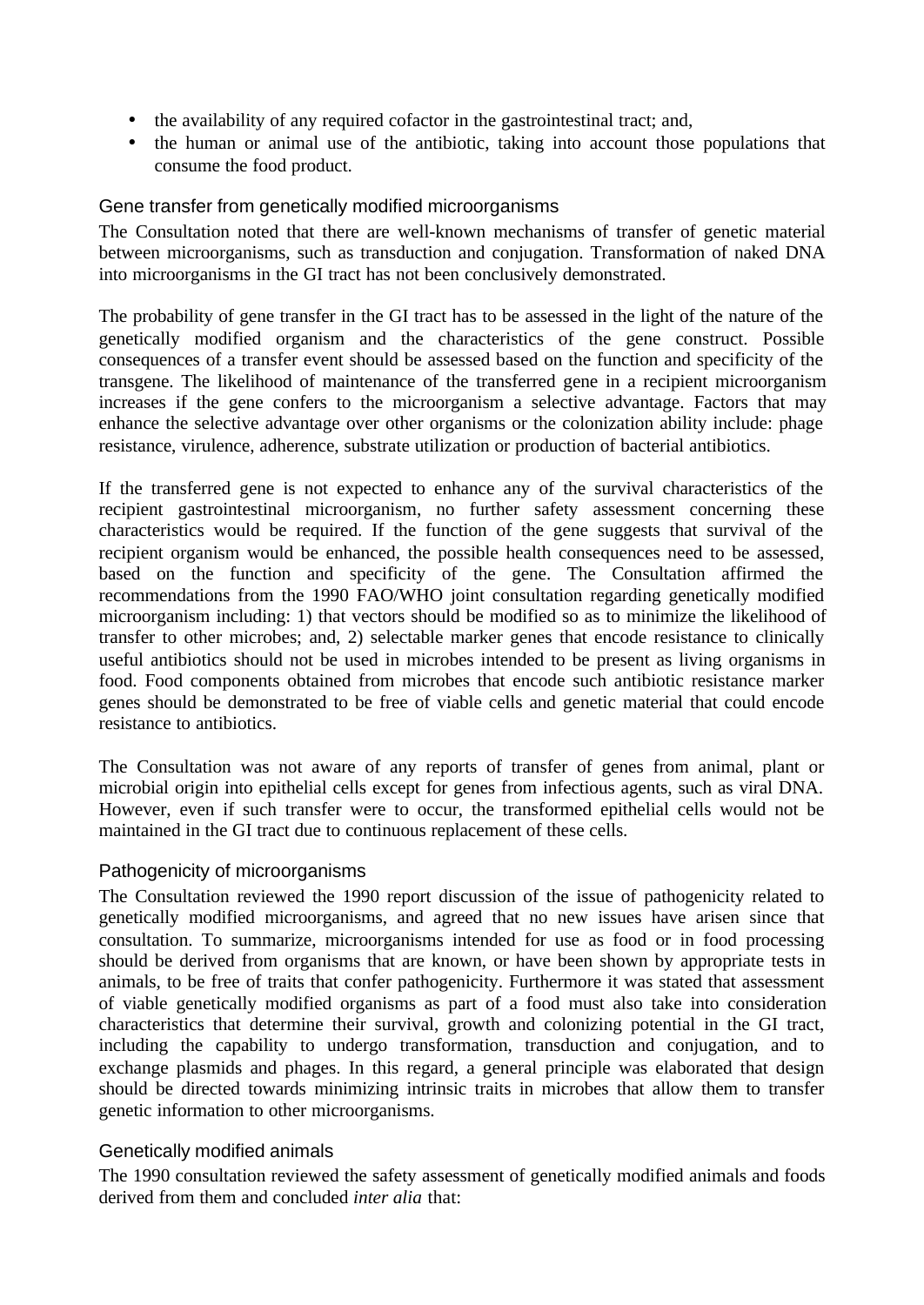- the availability of any required cofactor in the gastrointestinal tract; and,
- the human or animal use of the antibiotic, taking into account those populations that consume the food product.

### Gene transfer from genetically modified microorganisms

The Consultation noted that there are well-known mechanisms of transfer of genetic material between microorganisms, such as transduction and conjugation. Transformation of naked DNA into microorganisms in the GI tract has not been conclusively demonstrated.

The probability of gene transfer in the GI tract has to be assessed in the light of the nature of the genetically modified organism and the characteristics of the gene construct. Possible consequences of a transfer event should be assessed based on the function and specificity of the transgene. The likelihood of maintenance of the transferred gene in a recipient microorganism increases if the gene confers to the microorganism a selective advantage. Factors that may enhance the selective advantage over other organisms or the colonization ability include: phage resistance, virulence, adherence, substrate utilization or production of bacterial antibiotics.

If the transferred gene is not expected to enhance any of the survival characteristics of the recipient gastrointestinal microorganism, no further safety assessment concerning these characteristics would be required. If the function of the gene suggests that survival of the recipient organism would be enhanced, the possible health consequences need to be assessed, based on the function and specificity of the gene. The Consultation affirmed the recommendations from the 1990 FAO/WHO joint consultation regarding genetically modified microorganism including: 1) that vectors should be modified so as to minimize the likelihood of transfer to other microbes; and, 2) selectable marker genes that encode resistance to clinically useful antibiotics should not be used in microbes intended to be present as living organisms in food. Food components obtained from microbes that encode such antibiotic resistance marker genes should be demonstrated to be free of viable cells and genetic material that could encode resistance to antibiotics.

The Consultation was not aware of any reports of transfer of genes from animal, plant or microbial origin into epithelial cells except for genes from infectious agents, such as viral DNA. However, even if such transfer were to occur, the transformed epithelial cells would not be maintained in the GI tract due to continuous replacement of these cells.

### Pathogenicity of microorganisms

The Consultation reviewed the 1990 report discussion of the issue of pathogenicity related to genetically modified microorganisms, and agreed that no new issues have arisen since that consultation. To summarize, microorganisms intended for use as food or in food processing should be derived from organisms that are known, or have been shown by appropriate tests in animals, to be free of traits that confer pathogenicity. Furthermore it was stated that assessment of viable genetically modified organisms as part of a food must also take into consideration characteristics that determine their survival, growth and colonizing potential in the GI tract, including the capability to undergo transformation, transduction and conjugation, and to exchange plasmids and phages. In this regard, a general principle was elaborated that design should be directed towards minimizing intrinsic traits in microbes that allow them to transfer genetic information to other microorganisms.

### Genetically modified animals

The 1990 consultation reviewed the safety assessment of genetically modified animals and foods derived from them and concluded *inter alia* that: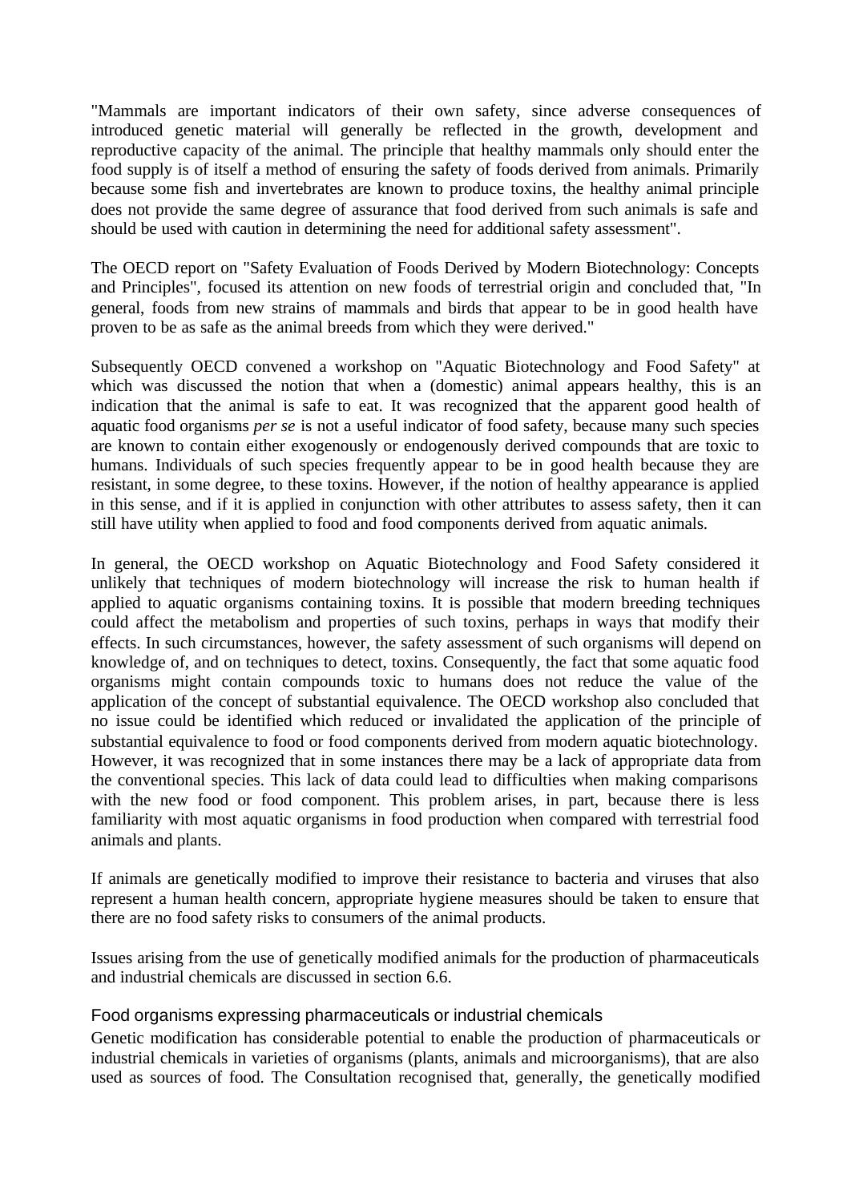"Mammals are important indicators of their own safety, since adverse consequences of introduced genetic material will generally be reflected in the growth, development and reproductive capacity of the animal. The principle that healthy mammals only should enter the food supply is of itself a method of ensuring the safety of foods derived from animals. Primarily because some fish and invertebrates are known to produce toxins, the healthy animal principle does not provide the same degree of assurance that food derived from such animals is safe and should be used with caution in determining the need for additional safety assessment".

The OECD report on "Safety Evaluation of Foods Derived by Modern Biotechnology: Concepts and Principles", focused its attention on new foods of terrestrial origin and concluded that, "In general, foods from new strains of mammals and birds that appear to be in good health have proven to be as safe as the animal breeds from which they were derived."

Subsequently OECD convened a workshop on "Aquatic Biotechnology and Food Safety" at which was discussed the notion that when a (domestic) animal appears healthy, this is an indication that the animal is safe to eat. It was recognized that the apparent good health of aquatic food organisms *per se* is not a useful indicator of food safety, because many such species are known to contain either exogenously or endogenously derived compounds that are toxic to humans. Individuals of such species frequently appear to be in good health because they are resistant, in some degree, to these toxins. However, if the notion of healthy appearance is applied in this sense, and if it is applied in conjunction with other attributes to assess safety, then it can still have utility when applied to food and food components derived from aquatic animals.

In general, the OECD workshop on Aquatic Biotechnology and Food Safety considered it unlikely that techniques of modern biotechnology will increase the risk to human health if applied to aquatic organisms containing toxins. It is possible that modern breeding techniques could affect the metabolism and properties of such toxins, perhaps in ways that modify their effects. In such circumstances, however, the safety assessment of such organisms will depend on knowledge of, and on techniques to detect, toxins. Consequently, the fact that some aquatic food organisms might contain compounds toxic to humans does not reduce the value of the application of the concept of substantial equivalence. The OECD workshop also concluded that no issue could be identified which reduced or invalidated the application of the principle of substantial equivalence to food or food components derived from modern aquatic biotechnology. However, it was recognized that in some instances there may be a lack of appropriate data from the conventional species. This lack of data could lead to difficulties when making comparisons with the new food or food component. This problem arises, in part, because there is less familiarity with most aquatic organisms in food production when compared with terrestrial food animals and plants.

If animals are genetically modified to improve their resistance to bacteria and viruses that also represent a human health concern, appropriate hygiene measures should be taken to ensure that there are no food safety risks to consumers of the animal products.

Issues arising from the use of genetically modified animals for the production of pharmaceuticals and industrial chemicals are discussed in section 6.6.

### Food organisms expressing pharmaceuticals or industrial chemicals

Genetic modification has considerable potential to enable the production of pharmaceuticals or industrial chemicals in varieties of organisms (plants, animals and microorganisms), that are also used as sources of food. The Consultation recognised that, generally, the genetically modified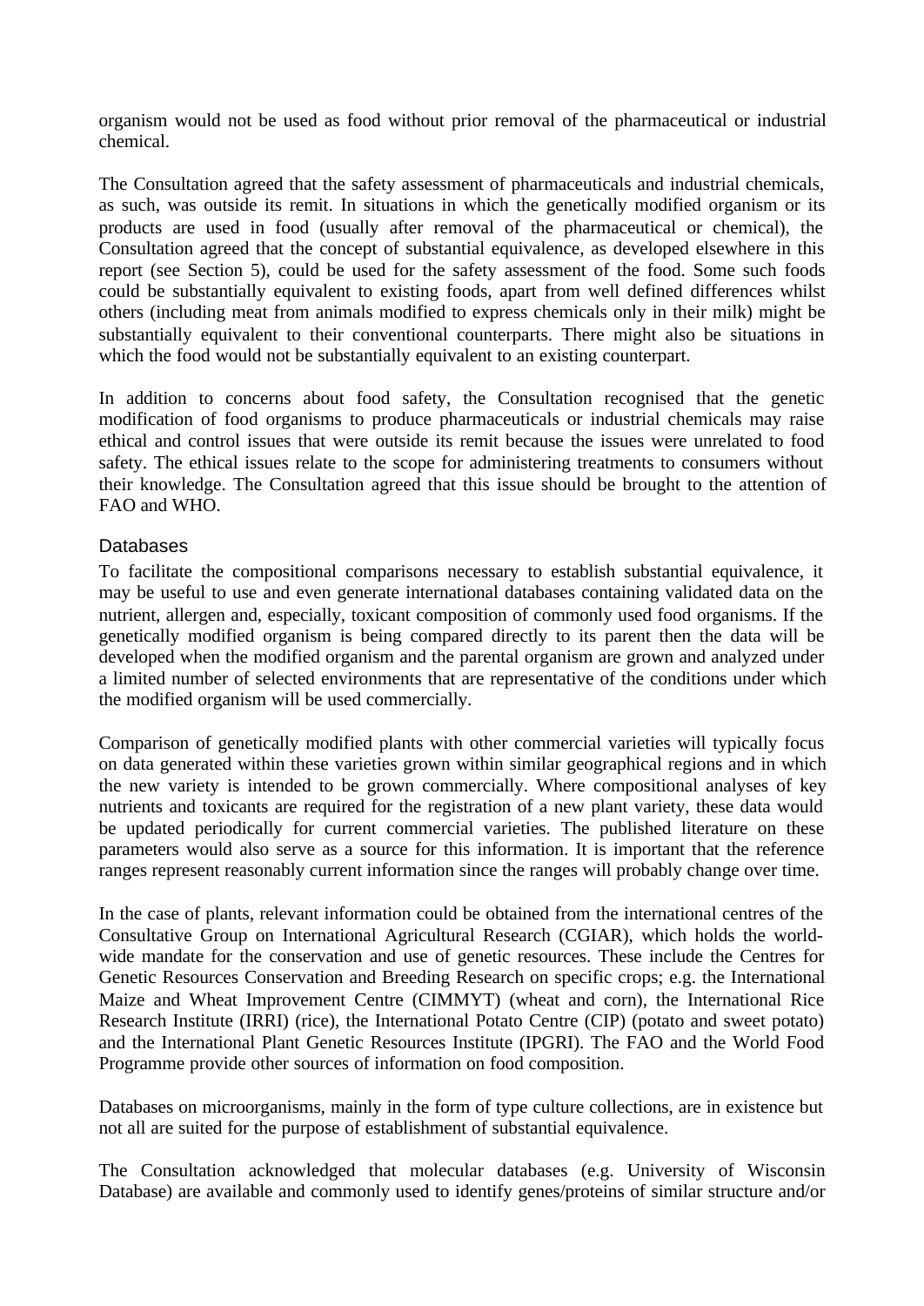organism would not be used as food without prior removal of the pharmaceutical or industrial chemical.

The Consultation agreed that the safety assessment of pharmaceuticals and industrial chemicals, as such, was outside its remit. In situations in which the genetically modified organism or its products are used in food (usually after removal of the pharmaceutical or chemical), the Consultation agreed that the concept of substantial equivalence, as developed elsewhere in this report (see Section 5), could be used for the safety assessment of the food. Some such foods could be substantially equivalent to existing foods, apart from well defined differences whilst others (including meat from animals modified to express chemicals only in their milk) might be substantially equivalent to their conventional counterparts. There might also be situations in which the food would not be substantially equivalent to an existing counterpart.

In addition to concerns about food safety, the Consultation recognised that the genetic modification of food organisms to produce pharmaceuticals or industrial chemicals may raise ethical and control issues that were outside its remit because the issues were unrelated to food safety. The ethical issues relate to the scope for administering treatments to consumers without their knowledge. The Consultation agreed that this issue should be brought to the attention of FAO and WHO.

### Databases

To facilitate the compositional comparisons necessary to establish substantial equivalence, it may be useful to use and even generate international databases containing validated data on the nutrient, allergen and, especially, toxicant composition of commonly used food organisms. If the genetically modified organism is being compared directly to its parent then the data will be developed when the modified organism and the parental organism are grown and analyzed under a limited number of selected environments that are representative of the conditions under which the modified organism will be used commercially.

Comparison of genetically modified plants with other commercial varieties will typically focus on data generated within these varieties grown within similar geographical regions and in which the new variety is intended to be grown commercially. Where compositional analyses of key nutrients and toxicants are required for the registration of a new plant variety, these data would be updated periodically for current commercial varieties. The published literature on these parameters would also serve as a source for this information. It is important that the reference ranges represent reasonably current information since the ranges will probably change over time.

In the case of plants, relevant information could be obtained from the international centres of the Consultative Group on International Agricultural Research (CGIAR), which holds the world-wide mandate for the conservation and use of genetic resources. These include the Centres for Genetic Resources Conservation and Breeding Research on specific crops; e.g. the International Maize and Wheat Improvement Centre (CIMMYT) (wheat and corn), the International Rice Research Institute (IRRI) (rice), the International Potato Centre (CIP) (potato and sweet potato) and the International Plant Genetic Resources Institute (IPGRI). The FAO and the World Food Programme provide other sources of information on food composition.

Databases on microorganisms, mainly in the form of type culture collections, are in existence but not all are suited for the purpose of establishment of substantial equivalence.

The Consultation acknowledged that molecular databases (e.g. University of Wisconsin Database) are available and commonly used to identify genes/proteins of similar structure and/or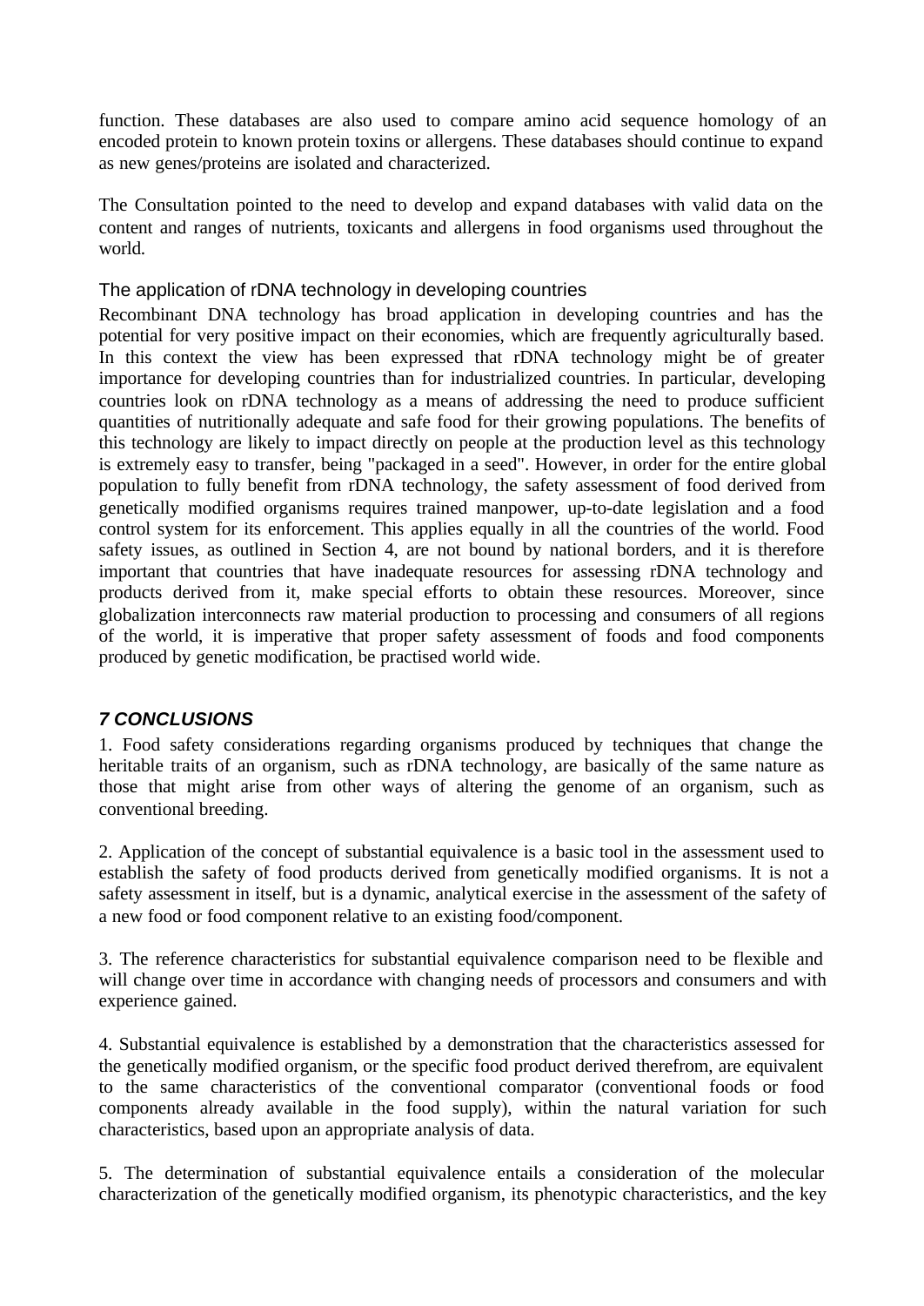function. These databases are also used to compare amino acid sequence homology of an encoded protein to known protein toxins or allergens. These databases should continue to expand as new genes/proteins are isolated and characterized.

The Consultation pointed to the need to develop and expand databases with valid data on the content and ranges of nutrients, toxicants and allergens in food organisms used throughout the world.

### The application of rDNA technology in developing countries

Recombinant DNA technology has broad application in developing countries and has the potential for very positive impact on their economies, which are frequently agriculturally based. In this context the view has been expressed that rDNA technology might be of greater importance for developing countries than for industrialized countries. In particular, developing countries look on rDNA technology as a means of addressing the need to produce sufficient quantities of nutritionally adequate and safe food for their growing populations. The benefits of this technology are likely to impact directly on people at the production level as this technology is extremely easy to transfer, being "packaged in a seed". However, in order for the entire global population to fully benefit from rDNA technology, the safety assessment of food derived from genetically modified organisms requires trained manpower, up-to-date legislation and a food control system for its enforcement. This applies equally in all the countries of the world. Food safety issues, as outlined in Section 4, are not bound by national borders, and it is therefore important that countries that have inadequate resources for assessing rDNA technology and products derived from it, make special efforts to obtain these resources. Moreover, since globalization interconnects raw material production to processing and consumers of all regions of the world, it is imperative that proper safety assessment of foods and food components produced by genetic modification, be practised world wide.

## *7 CONCLUSIONS*

1. Food safety considerations regarding organisms produced by techniques that change the heritable traits of an organism, such as rDNA technology, are basically of the same nature as those that might arise from other ways of altering the genome of an organism, such as conventional breeding.

2. Application of the concept of substantial equivalence is a basic tool in the assessment used to establish the safety of food products derived from genetically modified organisms. It is not a safety assessment in itself, but is a dynamic, analytical exercise in the assessment of the safety of a new food or food component relative to an existing food/component.

3. The reference characteristics for substantial equivalence comparison need to be flexible and will change over time in accordance with changing needs of processors and consumers and with experience gained.

4. Substantial equivalence is established by a demonstration that the characteristics assessed for the genetically modified organism, or the specific food product derived therefrom, are equivalent to the same characteristics of the conventional comparator (conventional foods or food components already available in the food supply), within the natural variation for such characteristics, based upon an appropriate analysis of data.

5. The determination of substantial equivalence entails a consideration of the molecular characterization of the genetically modified organism, its phenotypic characteristics, and the key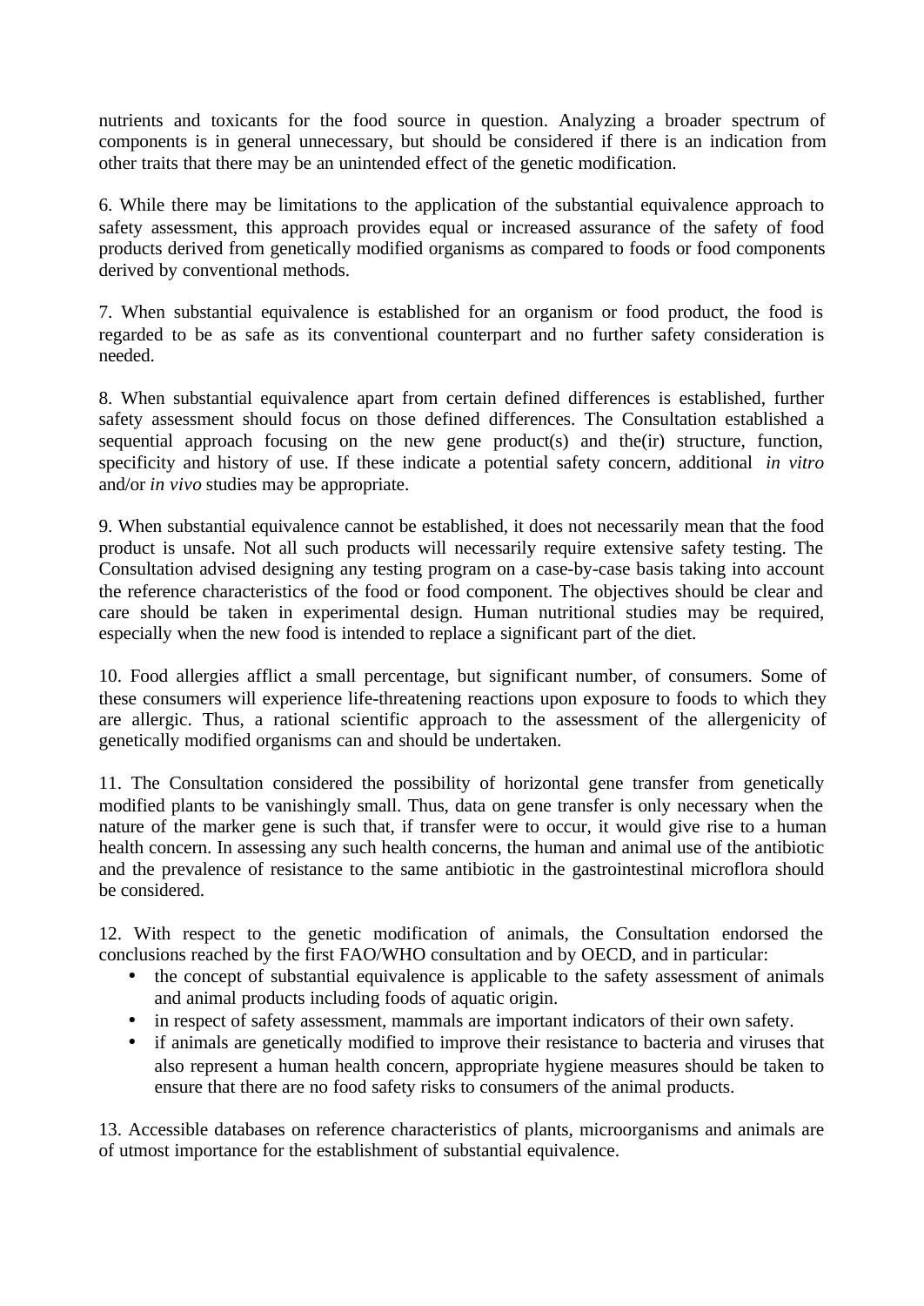nutrients and toxicants for the food source in question. Analyzing a broader spectrum of components is in general unnecessary, but should be considered if there is an indication from other traits that there may be an unintended effect of the genetic modification.

6. While there may be limitations to the application of the substantial equivalence approach to safety assessment, this approach provides equal or increased assurance of the safety of food products derived from genetically modified organisms as compared to foods or food components derived by conventional methods.

7. When substantial equivalence is established for an organism or food product, the food is regarded to be as safe as its conventional counterpart and no further safety consideration is needed.

8. When substantial equivalence apart from certain defined differences is established, further safety assessment should focus on those defined differences. The Consultation established a sequential approach focusing on the new gene product(s) and the(ir) structure, function, specificity and history of use. If these indicate a potential safety concern, additional *in vitro* and/or *in vivo* studies may be appropriate.

9. When substantial equivalence cannot be established, it does not necessarily mean that the food product is unsafe. Not all such products will necessarily require extensive safety testing. The Consultation advised designing any testing program on a case-by-case basis taking into account the reference characteristics of the food or food component. The objectives should be clear and care should be taken in experimental design. Human nutritional studies may be required, especially when the new food is intended to replace a significant part of the diet.

10. Food allergies afflict a small percentage, but significant number, of consumers. Some of these consumers will experience life-threatening reactions upon exposure to foods to which they are allergic. Thus, a rational scientific approach to the assessment of the allergenicity of genetically modified organisms can and should be undertaken.

11. The Consultation considered the possibility of horizontal gene transfer from genetically modified plants to be vanishingly small. Thus, data on gene transfer is only necessary when the nature of the marker gene is such that, if transfer were to occur, it would give rise to a human health concern. In assessing any such health concerns, the human and animal use of the antibiotic and the prevalence of resistance to the same antibiotic in the gastrointestinal microflora should be considered.

12. With respect to the genetic modification of animals, the Consultation endorsed the conclusions reached by the first FAO/WHO consultation and by OECD, and in particular:

- the concept of substantial equivalence is applicable to the safety assessment of animals and animal products including foods of aquatic origin.
- in respect of safety assessment, mammals are important indicators of their own safety.
- if animals are genetically modified to improve their resistance to bacteria and viruses that also represent a human health concern, appropriate hygiene measures should be taken to ensure that there are no food safety risks to consumers of the animal products.

13. Accessible databases on reference characteristics of plants, microorganisms and animals are of utmost importance for the establishment of substantial equivalence.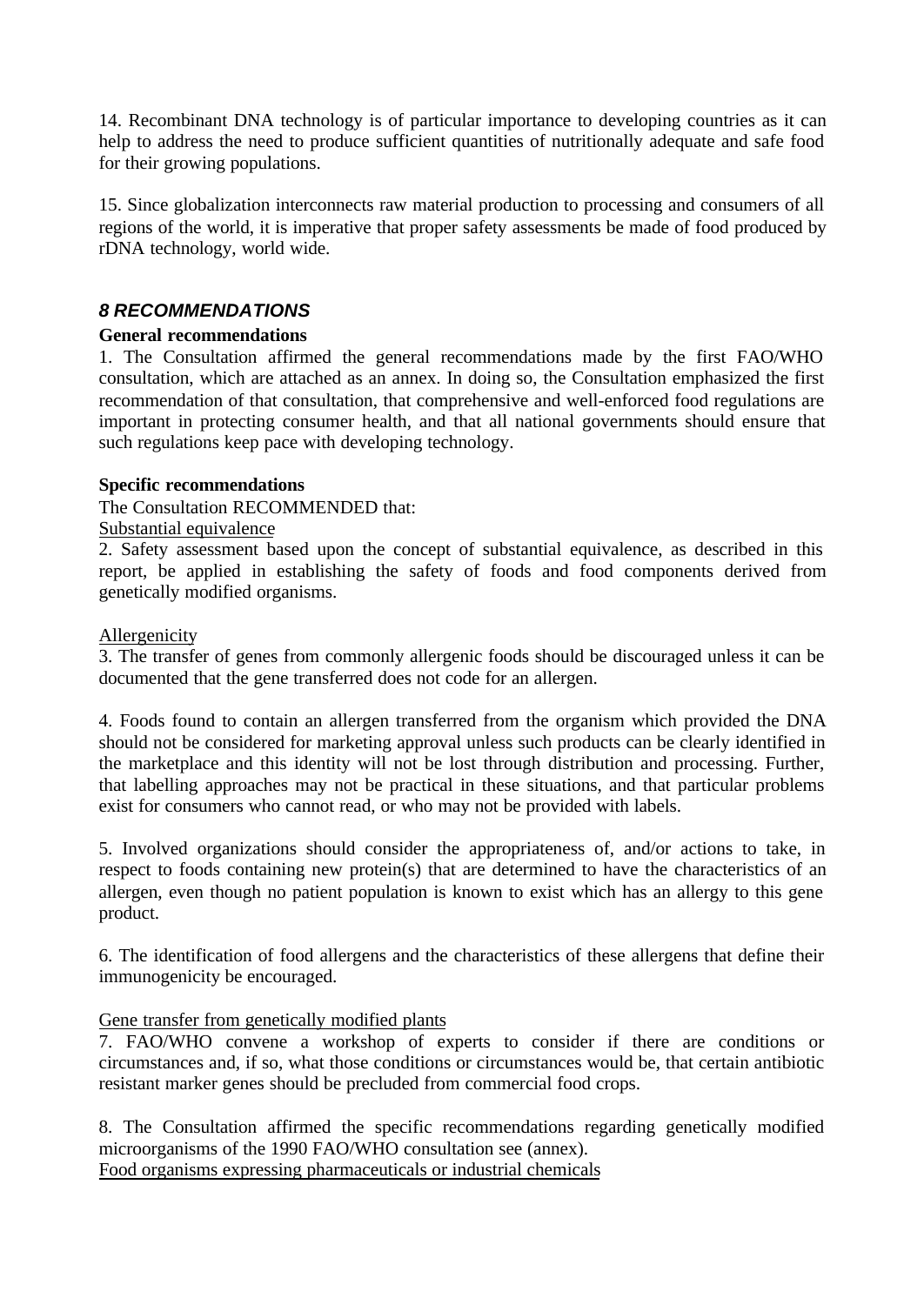14. Recombinant DNA technology is of particular importance to developing countries as it can help to address the need to produce sufficient quantities of nutritionally adequate and safe food for their growing populations.

15. Since globalization interconnects raw material production to processing and consumers of all regions of the world, it is imperative that proper safety assessments be made of food produced by rDNA technology, world wide.

## *8 RECOMMENDATIONS*

**General recommendations**

1. The Consultation affirmed the general recommendations made by the first FAO/WHO consultation, which are attached as an annex. In doing so, the Consultation emphasized the first recommendation of that consultation, that comprehensive and well-enforced food regulations are important in protecting consumer health, and that all national governments should ensure that such regulations keep pace with developing technology.

**Specific recommendations**

The Consultation RECOMMENDED that:

<u>Substantial equivalence</u>

2. Safety assessment based upon the concept of substantial equivalence, as described in this report, be applied in establishing the safety of foods and food components derived from genetically modified organisms.

<u>Allergenicity</u>

3. The transfer of genes from commonly allergenic foods should be discouraged unless it can be documented that the gene transferred does not code for an allergen.

4. Foods found to contain an allergen transferred from the organism which provided the DNA should not be considered for marketing approval unless such products can be clearly identified in the marketplace and this identity will not be lost through distribution and processing. Further, that labelling approaches may not be practical in these situations, and that particular problems exist for consumers who cannot read, or who may not be provided with labels.

5. Involved organizations should consider the appropriateness of, and/or actions to take, in respect to foods containing new protein(s) that are determined to have the characteristics of an allergen, even though no patient population is known to exist which has an allergy to this gene product.

6. The identification of food allergens and the characteristics of these allergens that define their immunogenicity be encouraged.

<u>Gene transfer from genetically modified plants</u>

7. FAO/WHO convene a workshop of experts to consider if there are conditions or circumstances and, if so, what those conditions or circumstances would be, that certain antibiotic resistant marker genes should be precluded from commercial food crops.

8. The Consultation affirmed the specific recommendations regarding genetically modified microorganisms of the 1990 FAO/WHO consultation see (annex).

<u>Food organisms expressing pharmaceuticals or industrial chemicals</u>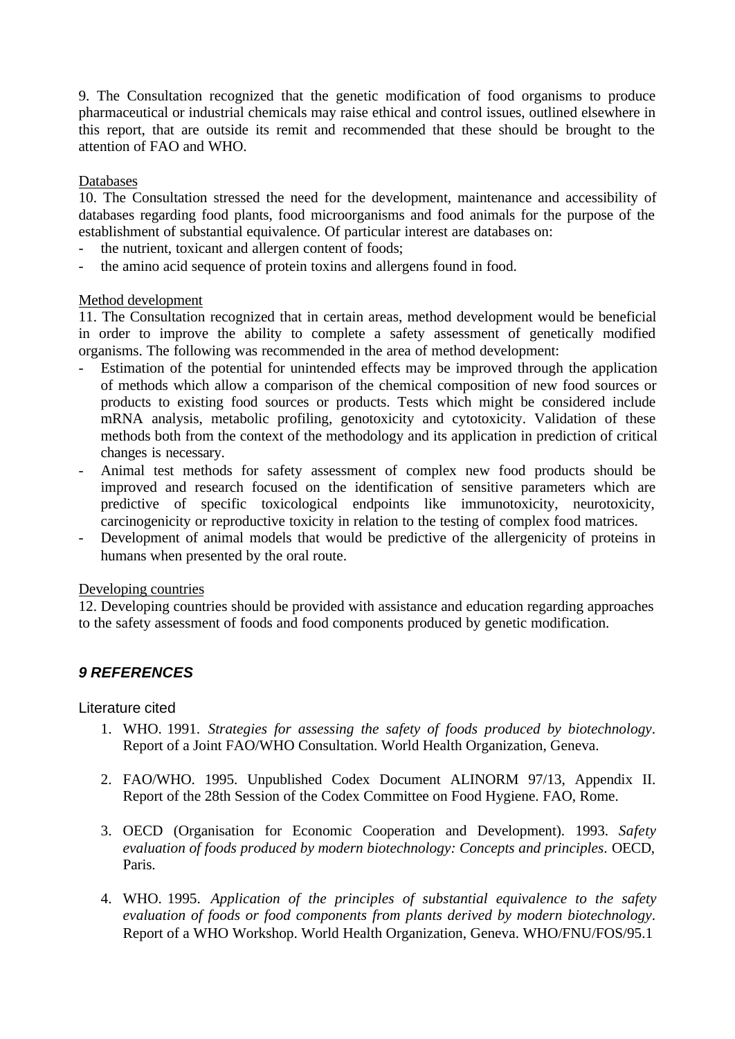9. The Consultation recognized that the genetic modification of food organisms to produce pharmaceutical or industrial chemicals may raise ethical and control issues, outlined elsewhere in this report, that are outside its remit and recommended that these should be brought to the attention of FAO and WHO.

Databases

10. The Consultation stressed the need for the development, maintenance and accessibility of databases regarding food plants, food microorganisms and food animals for the purpose of the establishment of substantial equivalence. Of particular interest are databases on:

- the nutrient, toxicant and allergen content of foods;
- the amino acid sequence of protein toxins and allergens found in food.

Method development

11. The Consultation recognized that in certain areas, method development would be beneficial in order to improve the ability to complete a safety assessment of genetically modified organisms. The following was recommended in the area of method development:

- Estimation of the potential for unintended effects may be improved through the application of methods which allow a comparison of the chemical composition of new food sources or products to existing food sources or products. Tests which might be considered include mRNA analysis, metabolic profiling, genotoxicity and cytotoxicity. Validation of these methods both from the context of the methodology and its application in prediction of critical changes is necessary.
- Animal test methods for safety assessment of complex new food products should be improved and research focused on the identification of sensitive parameters which are predictive of specific toxicological endpoints like immunotoxicity, neurotoxicity, carcinogenicity or reproductive toxicity in relation to the testing of complex food matrices.
- Development of animal models that would be predictive of the allergenicity of proteins in humans when presented by the oral route.

Developing countries

12. Developing countries should be provided with assistance and education regarding approaches to the safety assessment of foods and food components produced by genetic modification.

## *9 REFERENCES*

### Literature cited

1. WHO. 1991. *Strategies for assessing the safety of foods produced by biotechnology*. Report of a Joint FAO/WHO Consultation. World Health Organization, Geneva.

2. FAO/WHO. 1995. Unpublished Codex Document ALINORM 97/13, Appendix II. Report of the 28th Session of the Codex Committee on Food Hygiene. FAO, Rome.

3. OECD (Organisation for Economic Cooperation and Development). 1993. *Safety evaluation of foods produced by modern biotechnology: Concepts and principles*. OECD, Paris.

4. WHO. 1995. *Application of the principles of substantial equivalence to the safety evaluation of foods or food components from plants derived by modern biotechnology*. Report of a WHO Workshop. World Health Organization, Geneva. WHO/FNU/FOS/95.1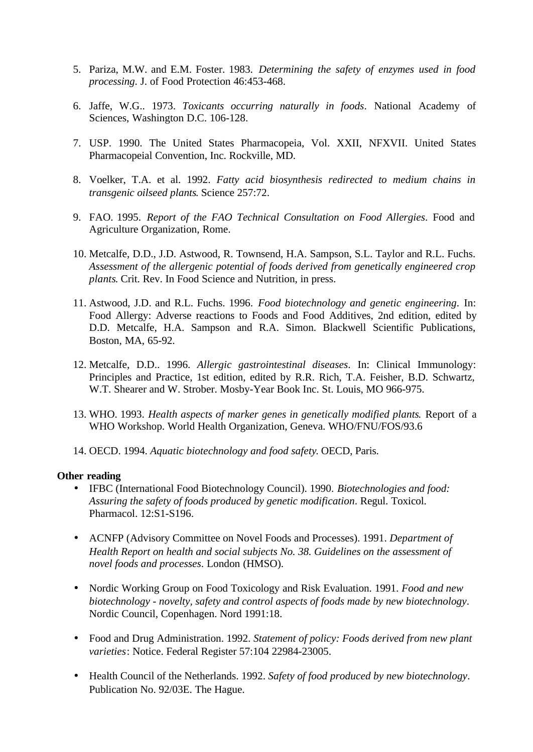5. Pariza, M.W. and E.M. Foster. 1983. *Determining the safety of enzymes used in food processing*. J. of Food Protection 46:453-468.

6. Jaffe, W.G.. 1973. *Toxicants occurring naturally in foods*. National Academy of Sciences, Washington D.C. 106-128.

7. USP. 1990. The United States Pharmacopeia, Vol. XXII, NFXVII. United States Pharmacopeial Convention, Inc. Rockville, MD.

8. Voelker, T.A. et al. 1992. *Fatty acid biosynthesis redirected to medium chains in transgenic oilseed plants*. Science 257:72.

9. FAO. 1995. *Report of the FAO Technical Consultation on Food Allergies*. Food and Agriculture Organization, Rome.

10. Metcalfe, D.D., J.D. Astwood, R. Townsend, H.A. Sampson, S.L. Taylor and R.L. Fuchs. *Assessment of the allergenic potential of foods derived from genetically engineered crop plants*. Crit. Rev. In Food Science and Nutrition, in press.

11. Astwood, J.D. and R.L. Fuchs. 1996. *Food biotechnology and genetic engineering*. In: Food Allergy: Adverse reactions to Foods and Food Additives, 2nd edition, edited by D.D. Metcalfe, H.A. Sampson and R.A. Simon. Blackwell Scientific Publications, Boston, MA, 65-92.

12. Metcalfe, D.D.. 1996. *Allergic gastrointestinal diseases*. In: Clinical Immunology: Principles and Practice, 1st edition, edited by R.R. Rich, T.A. Feisher, B.D. Schwartz, W.T. Shearer and W. Strober. Mosby-Year Book Inc. St. Louis, MO 966-975.

13. WHO. 1993. *Health aspects of marker genes in genetically modified plants*. Report of a WHO Workshop. World Health Organization, Geneva. WHO/FNU/FOS/93.6

14. OECD. 1994. *Aquatic biotechnology and food safety*. OECD, Paris.

**Other reading**

- IFBC (International Food Biotechnology Council). 1990. *Biotechnologies and food: Assuring the safety of foods produced by genetic modification*. Regul. Toxicol. Pharmacol. 12:S1-S196.

- ACNFP (Advisory Committee on Novel Foods and Processes). 1991. *Department of Health Report on health and social subjects No. 38. Guidelines on the assessment of novel foods and processes*. London (HMSO).

- Nordic Working Group on Food Toxicology and Risk Evaluation. 1991. *Food and new biotechnology - novelty, safety and control aspects of foods made by new biotechnology*. Nordic Council, Copenhagen. Nord 1991:18.

- Food and Drug Administration. 1992. *Statement of policy: Foods derived from new plant varieties*: Notice. Federal Register 57:104 22984-23005.

- Health Council of the Netherlands. 1992. *Safety of food produced by new biotechnology*. Publication No. 92/03E. The Hague.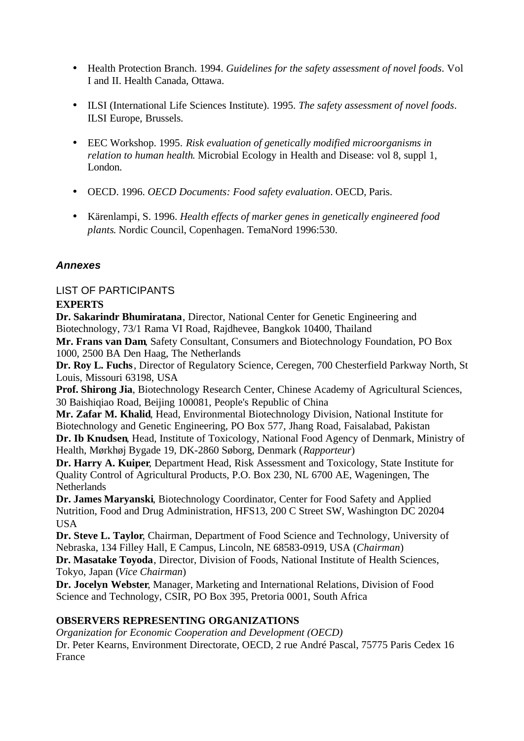- Health Protection Branch. 1994. *Guidelines for the safety assessment of novel foods*. Vol I and II. Health Canada, Ottawa.

- ILSI (International Life Sciences Institute). 1995. *The safety assessment of novel foods*. ILSI Europe, Brussels.

- EEC Workshop. 1995. *Risk evaluation of genetically modified microorganisms in relation to human health*. Microbial Ecology in Health and Disease: vol 8, suppl 1, London.

- OECD. 1996. *OECD Documents: Food safety evaluation*. OECD, Paris.

- Kärenlampi, S. 1996. *Health effects of marker genes in genetically engineered food plants*. Nordic Council, Copenhagen. TemaNord 1996:530.

## *Annexes*

### LIST OF PARTICIPANTS

**EXPERTS**

**Dr. Sakarindr Bhumiratana**, Director, National Center for Genetic Engineering and Biotechnology, 73/1 Rama VI Road, Rajdhevee, Bangkok 10400, Thailand

**Mr. Frans van Dam**, Safety Consultant, Consumers and Biotechnology Foundation, PO Box 1000, 2500 BA Den Haag, The Netherlands

**Dr. Roy L. Fuchs**, Director of Regulatory Science, Ceregen, 700 Chesterfield Parkway North, St Louis, Missouri 63198, USA

**Prof. Shirong Jia**, Biotechnology Research Center, Chinese Academy of Agricultural Sciences, 30 Baishiqiao Road, Beijing 100081, People's Republic of China

**Mr. Zafar M. Khalid**, Head, Environmental Biotechnology Division, National Institute for Biotechnology and Genetic Engineering, PO Box 577, Jhang Road, Faisalabad, Pakistan

**Dr. Ib Knudsen**, Head, Institute of Toxicology, National Food Agency of Denmark, Ministry of Health, Mørkhøj Bygade 19, DK-2860 Søborg, Denmark (*Rapporteur*)

**Dr. Harry A. Kuiper**, Department Head, Risk Assessment and Toxicology, State Institute for Quality Control of Agricultural Products, P.O. Box 230, NL 6700 AE, Wageningen, The Netherlands

**Dr. James Maryanski**, Biotechnology Coordinator, Center for Food Safety and Applied Nutrition, Food and Drug Administration, HFS13, 200 C Street SW, Washington DC 20204 USA

**Dr. Steve L. Taylor**, Chairman, Department of Food Science and Technology, University of Nebraska, 134 Filley Hall, E Campus, Lincoln, NE 68583-0919, USA (*Chairman*)

**Dr. Masatake Toyoda**, Director, Division of Foods, National Institute of Health Sciences, Tokyo, Japan (*Vice Chairman*)

**Dr. Jocelyn Webster**, Manager, Marketing and International Relations, Division of Food Science and Technology, CSIR, PO Box 395, Pretoria 0001, South Africa

**OBSERVERS REPRESENTING ORGANIZATIONS**

*Organization for Economic Cooperation and Development (OECD)*

Dr. Peter Kearns, Environment Directorate, OECD, 2 rue André Pascal, 75775 Paris Cedex 16 France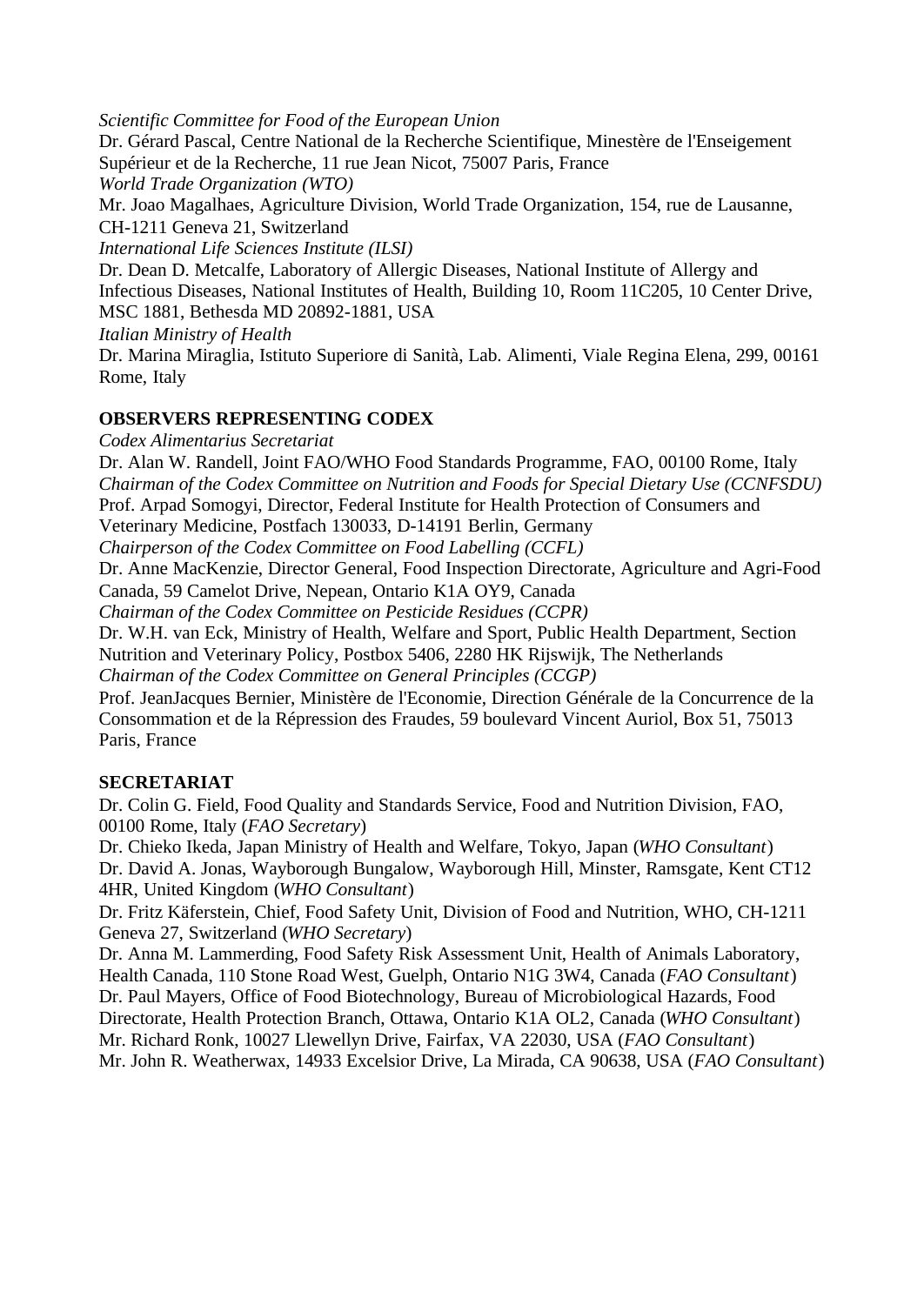*Scientific Committee for Food of the European Union*
Dr. Gérard Pascal, Centre National de la Recherche Scientifique, Minestère de l'Enseigement Supérieur et de la Recherche, 11 rue Jean Nicot, 75007 Paris, France
*World Trade Organization (WTO)*
Mr. Joao Magalhaes, Agriculture Division, World Trade Organization, 154, rue de Lausanne, CH-1211 Geneva 21, Switzerland
*International Life Sciences Institute (ILSI)*
Dr. Dean D. Metcalfe, Laboratory of Allergic Diseases, National Institute of Allergy and Infectious Diseases, National Institutes of Health, Building 10, Room 11C205, 10 Center Drive, MSC 1881, Bethesda MD 20892-1881, USA
*Italian Ministry of Health*
Dr. Marina Miraglia, Istituto Superiore di Sanità, Lab. Alimenti, Viale Regina Elena, 299, 00161 Rome, Italy

**OBSERVERS REPRESENTING CODEX**
*Codex Alimentarius Secretariat*
Dr. Alan W. Randell, Joint FAO/WHO Food Standards Programme, FAO, 00100 Rome, Italy
*Chairman of the Codex Committee on Nutrition and Foods for Special Dietary Use (CCNFSDU)*
Prof. Arpad Somogyi, Director, Federal Institute for Health Protection of Consumers and Veterinary Medicine, Postfach 130033, D-14191 Berlin, Germany
*Chairperson of the Codex Committee on Food Labelling (CCFL)*
Dr. Anne MacKenzie, Director General, Food Inspection Directorate, Agriculture and Agri-Food Canada, 59 Camelot Drive, Nepean, Ontario K1A OY9, Canada
*Chairman of the Codex Committee on Pesticide Residues (CCPR)*
Dr. W.H. van Eck, Ministry of Health, Welfare and Sport, Public Health Department, Section Nutrition and Veterinary Policy, Postbox 5406, 2280 HK Rijswijk, The Netherlands
*Chairman of the Codex Committee on General Principles (CCGP)*
Prof. JeanJacques Bernier, Ministère de l'Economie, Direction Générale de la Concurrence de la Consommation et de la Répression des Fraudes, 59 boulevard Vincent Auriol, Box 51, 75013 Paris, France

**SECRETARIAT**
Dr. Colin G. Field, Food Quality and Standards Service, Food and Nutrition Division, FAO, 00100 Rome, Italy (*FAO Secretary*)
Dr. Chieko Ikeda, Japan Ministry of Health and Welfare, Tokyo, Japan (*WHO Consultant*)
Dr. David A. Jonas, Wayborough Bungalow, Wayborough Hill, Minster, Ramsgate, Kent CT12 4HR, United Kingdom (*WHO Consultant*)
Dr. Fritz Käferstein, Chief, Food Safety Unit, Division of Food and Nutrition, WHO, CH-1211 Geneva 27, Switzerland (*WHO Secretary*)
Dr. Anna M. Lammerding, Food Safety Risk Assessment Unit, Health of Animals Laboratory, Health Canada, 110 Stone Road West, Guelph, Ontario N1G 3W4, Canada (*FAO Consultant*)
Dr. Paul Mayers, Office of Food Biotechnology, Bureau of Microbiological Hazards, Food Directorate, Health Protection Branch, Ottawa, Ontario K1A OL2, Canada (*WHO Consultant*)
Mr. Richard Ronk, 10027 Llewellyn Drive, Fairfax, VA 22030, USA (*FAO Consultant*)
Mr. John R. Weatherwax, 14933 Excelsior Drive, La Mirada, CA 90638, USA (*FAO Consultant*)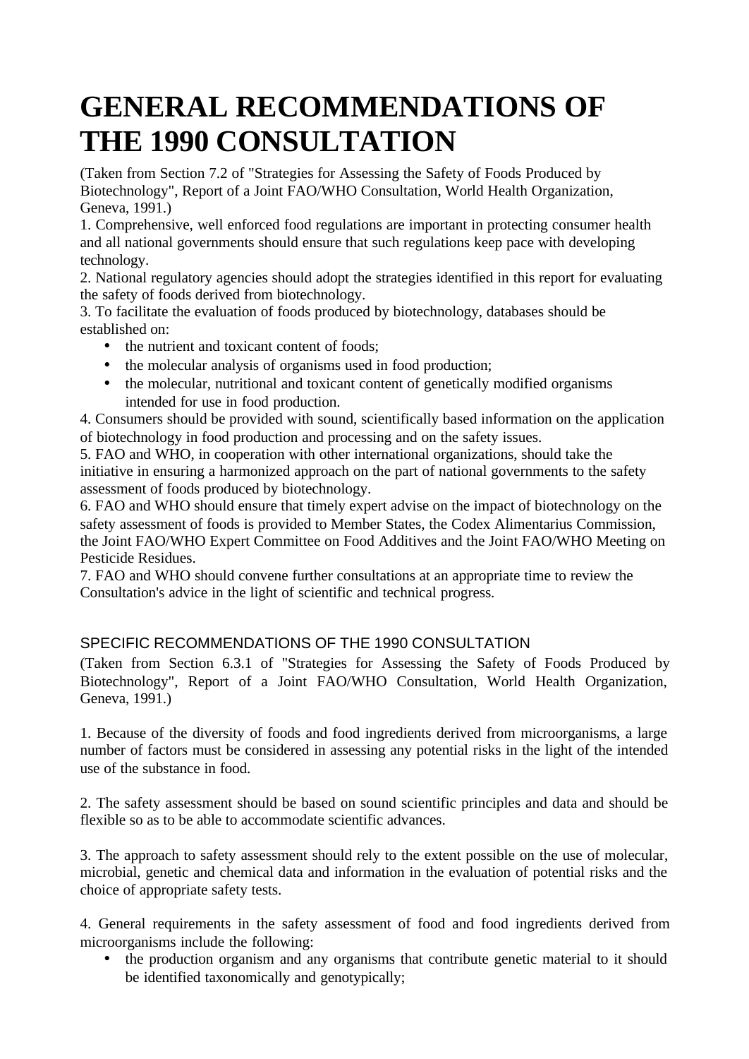# GENERAL RECOMMENDATIONS OF THE 1990 CONSULTATION

(Taken from Section 7.2 of "Strategies for Assessing the Safety of Foods Produced by Biotechnology", Report of a Joint FAO/WHO Consultation, World Health Organization, Geneva, 1991.)

1. Comprehensive, well enforced food regulations are important in protecting consumer health and all national governments should ensure that such regulations keep pace with developing technology.
2. National regulatory agencies should adopt the strategies identified in this report for evaluating the safety of foods derived from biotechnology.
3. To facilitate the evaluation of foods produced by biotechnology, databases should be established on:
   - the nutrient and toxicant content of foods;
   - the molecular analysis of organisms used in food production;
   - the molecular, nutritional and toxicant content of genetically modified organisms intended for use in food production.
4. Consumers should be provided with sound, scientifically based information on the application of biotechnology in food production and processing and on the safety issues.
5. FAO and WHO, in cooperation with other international organizations, should take the initiative in ensuring a harmonized approach on the part of national governments to the safety assessment of foods produced by biotechnology.
6. FAO and WHO should ensure that timely expert advise on the impact of biotechnology on the safety assessment of foods is provided to Member States, the Codex Alimentarius Commission, the Joint FAO/WHO Expert Committee on Food Additives and the Joint FAO/WHO Meeting on Pesticide Residues.
7. FAO and WHO should convene further consultations at an appropriate time to review the Consultation's advice in the light of scientific and technical progress.

## SPECIFIC RECOMMENDATIONS OF THE 1990 CONSULTATION

(Taken from Section 6.3.1 of "Strategies for Assessing the Safety of Foods Produced by Biotechnology", Report of a Joint FAO/WHO Consultation, World Health Organization, Geneva, 1991.)

1. Because of the diversity of foods and food ingredients derived from microorganisms, a large number of factors must be considered in assessing any potential risks in the light of the intended use of the substance in food.

2. The safety assessment should be based on sound scientific principles and data and should be flexible so as to be able to accommodate scientific advances.

3. The approach to safety assessment should rely to the extent possible on the use of molecular, microbial, genetic and chemical data and information in the evaluation of potential risks and the choice of appropriate safety tests.

4. General requirements in the safety assessment of food and food ingredients derived from microorganisms include the following:
   - the production organism and any organisms that contribute genetic material to it should be identified taxonomically and genotypically;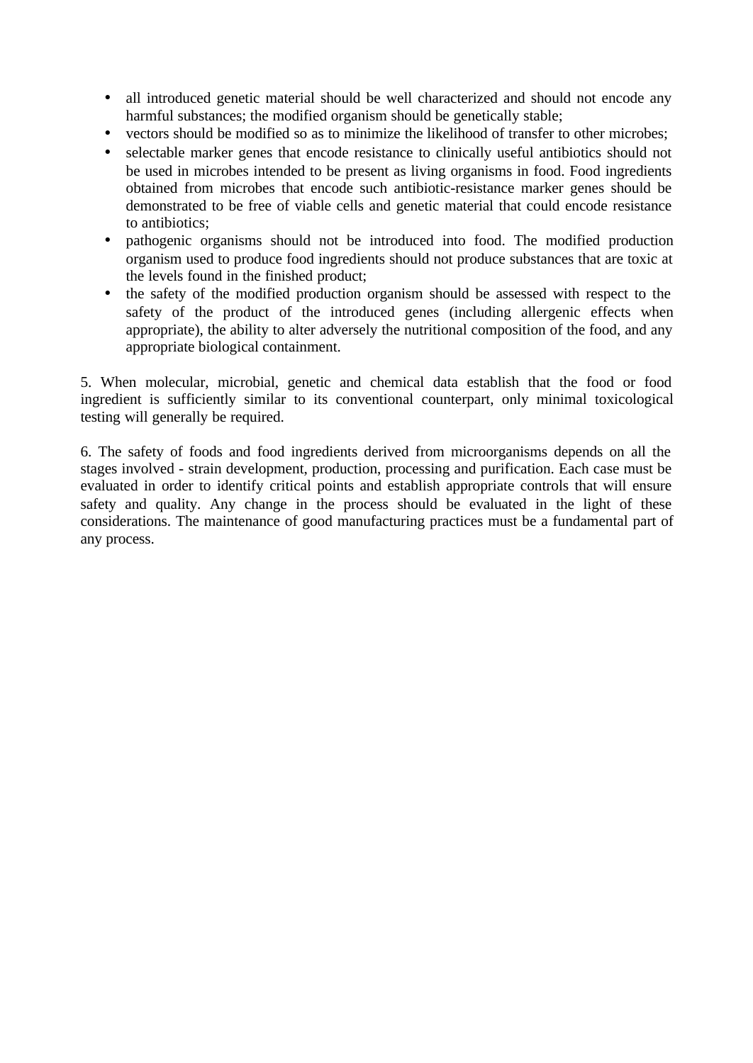- all introduced genetic material should be well characterized and should not encode any harmful substances; the modified organism should be genetically stable;
- vectors should be modified so as to minimize the likelihood of transfer to other microbes;
- selectable marker genes that encode resistance to clinically useful antibiotics should not be used in microbes intended to be present as living organisms in food. Food ingredients obtained from microbes that encode such antibiotic-resistance marker genes should be demonstrated to be free of viable cells and genetic material that could encode resistance to antibiotics;
- pathogenic organisms should not be introduced into food. The modified production organism used to produce food ingredients should not produce substances that are toxic at the levels found in the finished product;
- the safety of the modified production organism should be assessed with respect to the safety of the product of the introduced genes (including allergenic effects when appropriate), the ability to alter adversely the nutritional composition of the food, and any appropriate biological containment.

5. When molecular, microbial, genetic and chemical data establish that the food or food ingredient is sufficiently similar to its conventional counterpart, only minimal toxicological testing will generally be required.

6. The safety of foods and food ingredients derived from microorganisms depends on all the stages involved - strain development, production, processing and purification. Each case must be evaluated in order to identify critical points and establish appropriate controls that will ensure safety and quality. Any change in the process should be evaluated in the light of these considerations. The maintenance of good manufacturing practices must be a fundamental part of any process.